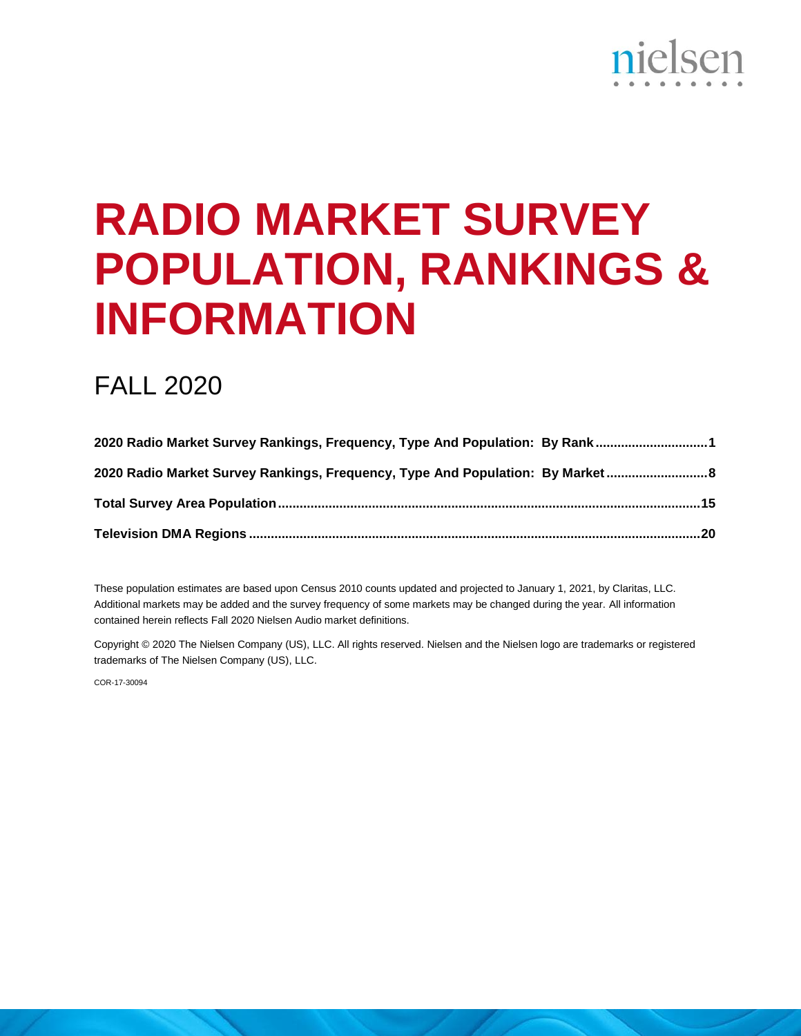nielsen

# RADIO MARKET SURVEY POPULATION, RANKINGS & INFORMATION

## FALL 2020

**2020 Radio Market Survey Rankings, Frequency, Type And Population: By Rank .............................. 1**

**2020 Radio Market Survey Rankings, Frequency, Type And Population: By Market ........................... 8**

**Total Survey Area Population .................................................................................................................. 15**

**Television DMA Regions .......................................................................................................................... 20**

These population estimates are based upon Census 2010 counts updated and projected to January 1, 2021, by Claritas, LLC. Additional markets may be added and the survey frequency of some markets may be changed during the year. All information contained herein reflects Fall 2020 Nielsen Audio market definitions.

Copyright © 2020 The Nielsen Company (US), LLC. All rights reserved. Nielsen and the Nielsen logo are trademarks or registered trademarks of The Nielsen Company (US), LLC.

COR-17-30094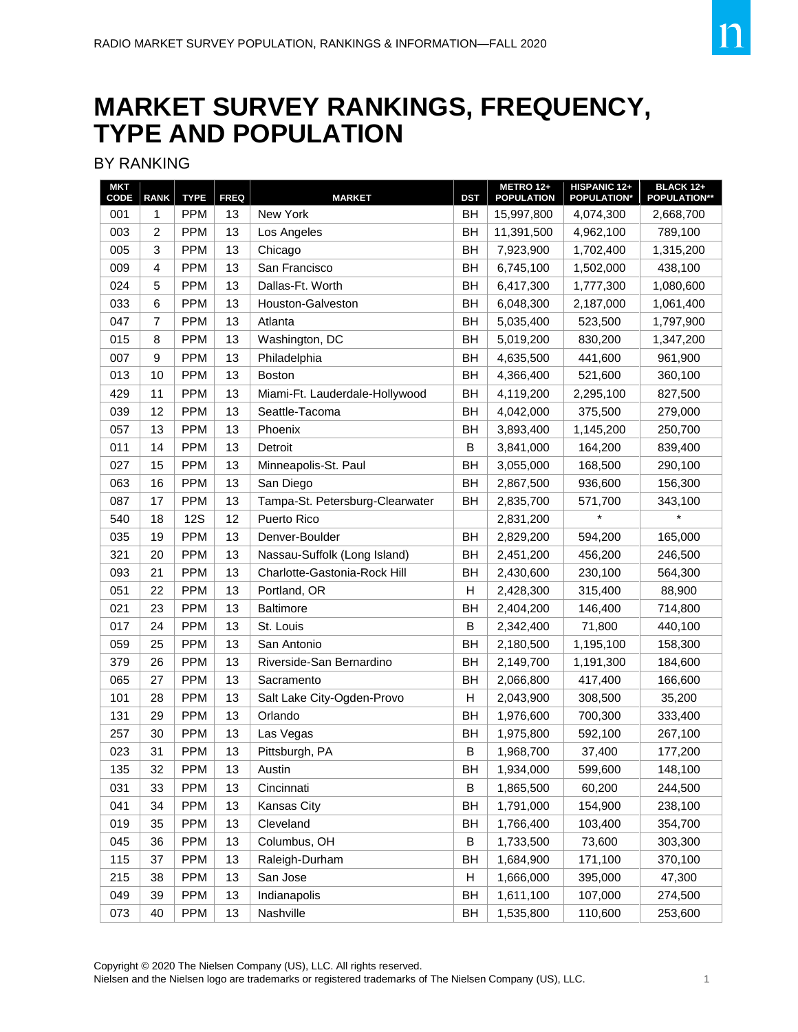# MARKET SURVEY RANKINGS, FREQUENCY, TYPE AND POPULATION

BY RANKING

| MKT CODE | RANK | TYPE | FREQ | MARKET | DST | METRO 12+ POPULATION | HISPANIC 12+ POPULATION* | BLACK 12+ POPULATION** |
|---|---|---|---|---|---|---|---|---|
| 001 | 1 | PPM | 13 | New York | BH | 15,997,800 | 4,074,300 | 2,668,700 |
| 003 | 2 | PPM | 13 | Los Angeles | BH | 11,391,500 | 4,962,100 | 789,100 |
| 005 | 3 | PPM | 13 | Chicago | BH | 7,923,900 | 1,702,400 | 1,315,200 |
| 009 | 4 | PPM | 13 | San Francisco | BH | 6,745,100 | 1,502,000 | 438,100 |
| 024 | 5 | PPM | 13 | Dallas-Ft. Worth | BH | 6,417,300 | 1,777,300 | 1,080,600 |
| 033 | 6 | PPM | 13 | Houston-Galveston | BH | 6,048,300 | 2,187,000 | 1,061,400 |
| 047 | 7 | PPM | 13 | Atlanta | BH | 5,035,400 | 523,500 | 1,797,900 |
| 015 | 8 | PPM | 13 | Washington, DC | BH | 5,019,200 | 830,200 | 1,347,200 |
| 007 | 9 | PPM | 13 | Philadelphia | BH | 4,635,500 | 441,600 | 961,900 |
| 013 | 10 | PPM | 13 | Boston | BH | 4,366,400 | 521,600 | 360,100 |
| 429 | 11 | PPM | 13 | Miami-Ft. Lauderdale-Hollywood | BH | 4,119,200 | 2,295,100 | 827,500 |
| 039 | 12 | PPM | 13 | Seattle-Tacoma | BH | 4,042,000 | 375,500 | 279,000 |
| 057 | 13 | PPM | 13 | Phoenix | BH | 3,893,400 | 1,145,200 | 250,700 |
| 011 | 14 | PPM | 13 | Detroit | B | 3,841,000 | 164,200 | 839,400 |
| 027 | 15 | PPM | 13 | Minneapolis-St. Paul | BH | 3,055,000 | 168,500 | 290,100 |
| 063 | 16 | PPM | 13 | San Diego | BH | 2,867,500 | 936,600 | 156,300 |
| 087 | 17 | PPM | 13 | Tampa-St. Petersburg-Clearwater | BH | 2,835,700 | 571,700 | 343,100 |
| 540 | 18 | 12S | 12 | Puerto Rico | | 2,831,200 | * | * |
| 035 | 19 | PPM | 13 | Denver-Boulder | BH | 2,829,200 | 594,200 | 165,000 |
| 321 | 20 | PPM | 13 | Nassau-Suffolk (Long Island) | BH | 2,451,200 | 456,200 | 246,500 |
| 093 | 21 | PPM | 13 | Charlotte-Gastonia-Rock Hill | BH | 2,430,600 | 230,100 | 564,300 |
| 051 | 22 | PPM | 13 | Portland, OR | H | 2,428,300 | 315,400 | 88,900 |
| 021 | 23 | PPM | 13 | Baltimore | BH | 2,404,200 | 146,400 | 714,800 |
| 017 | 24 | PPM | 13 | St. Louis | B | 2,342,400 | 71,800 | 440,100 |
| 059 | 25 | PPM | 13 | San Antonio | BH | 2,180,500 | 1,195,100 | 158,300 |
| 379 | 26 | PPM | 13 | Riverside-San Bernardino | BH | 2,149,700 | 1,191,300 | 184,600 |
| 065 | 27 | PPM | 13 | Sacramento | BH | 2,066,800 | 417,400 | 166,600 |
| 101 | 28 | PPM | 13 | Salt Lake City-Ogden-Provo | H | 2,043,900 | 308,500 | 35,200 |
| 131 | 29 | PPM | 13 | Orlando | BH | 1,976,600 | 700,300 | 333,400 |
| 257 | 30 | PPM | 13 | Las Vegas | BH | 1,975,800 | 592,100 | 267,100 |
| 023 | 31 | PPM | 13 | Pittsburgh, PA | B | 1,968,700 | 37,400 | 177,200 |
| 135 | 32 | PPM | 13 | Austin | BH | 1,934,000 | 599,600 | 148,100 |
| 031 | 33 | PPM | 13 | Cincinnati | B | 1,865,500 | 60,200 | 244,500 |
| 041 | 34 | PPM | 13 | Kansas City | BH | 1,791,000 | 154,900 | 238,100 |
| 019 | 35 | PPM | 13 | Cleveland | BH | 1,766,400 | 103,400 | 354,700 |
| 045 | 36 | PPM | 13 | Columbus, OH | B | 1,733,500 | 73,600 | 303,300 |
| 115 | 37 | PPM | 13 | Raleigh-Durham | BH | 1,684,900 | 171,100 | 370,100 |
| 215 | 38 | PPM | 13 | San Jose | H | 1,666,000 | 395,000 | 47,300 |
| 049 | 39 | PPM | 13 | Indianapolis | BH | 1,611,100 | 107,000 | 274,500 |
| 073 | 40 | PPM | 13 | Nashville | BH | 1,535,800 | 110,600 | 253,600 |

Copyright © 2020 The Nielsen Company (US), LLC. All rights reserved.
Nielsen and the Nielsen logo are trademarks or registered trademarks of The Nielsen Company (US), LLC.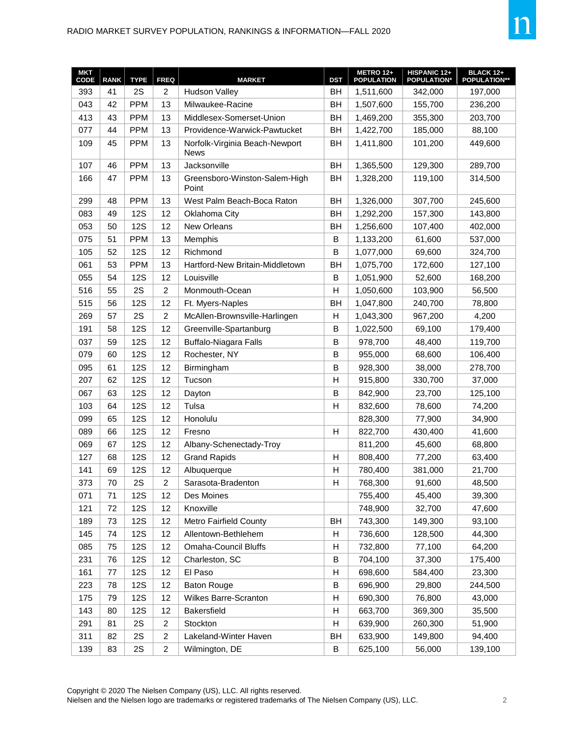| MKT CODE | RANK | TYPE | FREQ | MARKET | DST | METRO 12+ POPULATION | HISPANIC 12+ POPULATION* | BLACK 12+ POPULATION** |
|---|---|---|---|---|---|---|---|---|
| 393 | 41 | 2S | 2 | Hudson Valley | BH | 1,511,600 | 342,000 | 197,000 |
| 043 | 42 | PPM | 13 | Milwaukee-Racine | BH | 1,507,600 | 155,700 | 236,200 |
| 413 | 43 | PPM | 13 | Middlesex-Somerset-Union | BH | 1,469,200 | 355,300 | 203,700 |
| 077 | 44 | PPM | 13 | Providence-Warwick-Pawtucket | BH | 1,422,700 | 185,000 | 88,100 |
| 109 | 45 | PPM | 13 | Norfolk-Virginia Beach-Newport News | BH | 1,411,800 | 101,200 | 449,600 |
| 107 | 46 | PPM | 13 | Jacksonville | BH | 1,365,500 | 129,300 | 289,700 |
| 166 | 47 | PPM | 13 | Greensboro-Winston-Salem-High Point | BH | 1,328,200 | 119,100 | 314,500 |
| 299 | 48 | PPM | 13 | West Palm Beach-Boca Raton | BH | 1,326,000 | 307,700 | 245,600 |
| 083 | 49 | 12S | 12 | Oklahoma City | BH | 1,292,200 | 157,300 | 143,800 |
| 053 | 50 | 12S | 12 | New Orleans | BH | 1,256,600 | 107,400 | 402,000 |
| 075 | 51 | PPM | 13 | Memphis | B | 1,133,200 | 61,600 | 537,000 |
| 105 | 52 | 12S | 12 | Richmond | B | 1,077,000 | 69,600 | 324,700 |
| 061 | 53 | PPM | 13 | Hartford-New Britain-Middletown | BH | 1,075,700 | 172,600 | 127,100 |
| 055 | 54 | 12S | 12 | Louisville | B | 1,051,900 | 52,600 | 168,200 |
| 516 | 55 | 2S | 2 | Monmouth-Ocean | H | 1,050,600 | 103,900 | 56,500 |
| 515 | 56 | 12S | 12 | Ft. Myers-Naples | BH | 1,047,800 | 240,700 | 78,800 |
| 269 | 57 | 2S | 2 | McAllen-Brownsville-Harlingen | H | 1,043,300 | 967,200 | 4,200 |
| 191 | 58 | 12S | 12 | Greenville-Spartanburg | B | 1,022,500 | 69,100 | 179,400 |
| 037 | 59 | 12S | 12 | Buffalo-Niagara Falls | B | 978,700 | 48,400 | 119,700 |
| 079 | 60 | 12S | 12 | Rochester, NY | B | 955,000 | 68,600 | 106,400 |
| 095 | 61 | 12S | 12 | Birmingham | B | 928,300 | 38,000 | 278,700 |
| 207 | 62 | 12S | 12 | Tucson | H | 915,800 | 330,700 | 37,000 |
| 067 | 63 | 12S | 12 | Dayton | B | 842,900 | 23,700 | 125,100 |
| 103 | 64 | 12S | 12 | Tulsa | H | 832,600 | 78,600 | 74,200 |
| 099 | 65 | 12S | 12 | Honolulu | | 828,300 | 77,900 | 34,900 |
| 089 | 66 | 12S | 12 | Fresno | H | 822,700 | 430,400 | 41,600 |
| 069 | 67 | 12S | 12 | Albany-Schenectady-Troy | | 811,200 | 45,600 | 68,800 |
| 127 | 68 | 12S | 12 | Grand Rapids | H | 808,400 | 77,200 | 63,400 |
| 141 | 69 | 12S | 12 | Albuquerque | H | 780,400 | 381,000 | 21,700 |
| 373 | 70 | 2S | 2 | Sarasota-Bradenton | H | 768,300 | 91,600 | 48,500 |
| 071 | 71 | 12S | 12 | Des Moines | | 755,400 | 45,400 | 39,300 |
| 121 | 72 | 12S | 12 | Knoxville | | 748,900 | 32,700 | 47,600 |
| 189 | 73 | 12S | 12 | Metro Fairfield County | BH | 743,300 | 149,300 | 93,100 |
| 145 | 74 | 12S | 12 | Allentown-Bethlehem | H | 736,600 | 128,500 | 44,300 |
| 085 | 75 | 12S | 12 | Omaha-Council Bluffs | H | 732,800 | 77,100 | 64,200 |
| 231 | 76 | 12S | 12 | Charleston, SC | B | 704,100 | 37,300 | 175,400 |
| 161 | 77 | 12S | 12 | El Paso | H | 698,600 | 584,400 | 23,300 |
| 223 | 78 | 12S | 12 | Baton Rouge | B | 696,900 | 29,800 | 244,500 |
| 175 | 79 | 12S | 12 | Wilkes Barre-Scranton | H | 690,300 | 76,800 | 43,000 |
| 143 | 80 | 12S | 12 | Bakersfield | H | 663,700 | 369,300 | 35,500 |
| 291 | 81 | 2S | 2 | Stockton | H | 639,900 | 260,300 | 51,900 |
| 311 | 82 | 2S | 2 | Lakeland-Winter Haven | BH | 633,900 | 149,800 | 94,400 |
| 139 | 83 | 2S | 2 | Wilmington, DE | B | 625,100 | 56,000 | 139,100 |

Copyright © 2020 The Nielsen Company (US), LLC. All rights reserved.
Nielsen and the Nielsen logo are trademarks or registered trademarks of The Nielsen Company (US), LLC.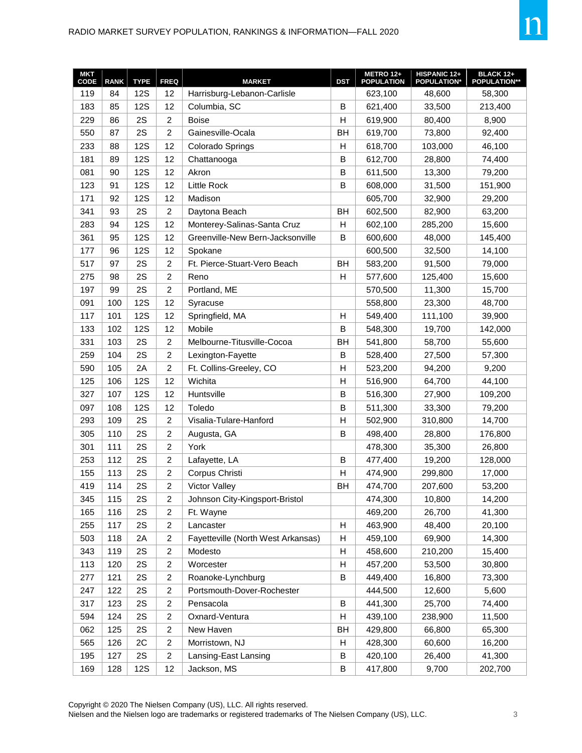| MKT CODE | RANK | TYPE | FREQ | MARKET | DST | METRO 12+ POPULATION | HISPANIC 12+ POPULATION* | BLACK 12+ POPULATION** |
|---|---|---|---|---|---|---|---|---|
| 119 | 84 | 12S | 12 | Harrisburg-Lebanon-Carlisle | | 623,100 | 48,600 | 58,300 |
| 183 | 85 | 12S | 12 | Columbia, SC | B | 621,400 | 33,500 | 213,400 |
| 229 | 86 | 2S | 2 | Boise | H | 619,900 | 80,400 | 8,900 |
| 550 | 87 | 2S | 2 | Gainesville-Ocala | BH | 619,700 | 73,800 | 92,400 |
| 233 | 88 | 12S | 12 | Colorado Springs | H | 618,700 | 103,000 | 46,100 |
| 181 | 89 | 12S | 12 | Chattanooga | B | 612,700 | 28,800 | 74,400 |
| 081 | 90 | 12S | 12 | Akron | B | 611,500 | 13,300 | 79,200 |
| 123 | 91 | 12S | 12 | Little Rock | B | 608,000 | 31,500 | 151,900 |
| 171 | 92 | 12S | 12 | Madison | | 605,700 | 32,900 | 29,200 |
| 341 | 93 | 2S | 2 | Daytona Beach | BH | 602,500 | 82,900 | 63,200 |
| 283 | 94 | 12S | 12 | Monterey-Salinas-Santa Cruz | H | 602,100 | 285,200 | 15,600 |
| 361 | 95 | 12S | 12 | Greenville-New Bern-Jacksonville | B | 600,600 | 48,000 | 145,400 |
| 177 | 96 | 12S | 12 | Spokane | | 600,500 | 32,500 | 14,100 |
| 517 | 97 | 2S | 2 | Ft. Pierce-Stuart-Vero Beach | BH | 583,200 | 91,500 | 79,000 |
| 275 | 98 | 2S | 2 | Reno | H | 577,600 | 125,400 | 15,600 |
| 197 | 99 | 2S | 2 | Portland, ME | | 570,500 | 11,300 | 15,700 |
| 091 | 100 | 12S | 12 | Syracuse | | 558,800 | 23,300 | 48,700 |
| 117 | 101 | 12S | 12 | Springfield, MA | H | 549,400 | 111,100 | 39,900 |
| 133 | 102 | 12S | 12 | Mobile | B | 548,300 | 19,700 | 142,000 |
| 331 | 103 | 2S | 2 | Melbourne-Titusville-Cocoa | BH | 541,800 | 58,700 | 55,600 |
| 259 | 104 | 2S | 2 | Lexington-Fayette | B | 528,400 | 27,500 | 57,300 |
| 590 | 105 | 2A | 2 | Ft. Collins-Greeley, CO | H | 523,200 | 94,200 | 9,200 |
| 125 | 106 | 12S | 12 | Wichita | H | 516,900 | 64,700 | 44,100 |
| 327 | 107 | 12S | 12 | Huntsville | B | 516,300 | 27,900 | 109,200 |
| 097 | 108 | 12S | 12 | Toledo | B | 511,300 | 33,300 | 79,200 |
| 293 | 109 | 2S | 2 | Visalia-Tulare-Hanford | H | 502,900 | 310,800 | 14,700 |
| 305 | 110 | 2S | 2 | Augusta, GA | B | 498,400 | 28,800 | 176,800 |
| 301 | 111 | 2S | 2 | York | | 478,300 | 35,300 | 26,800 |
| 253 | 112 | 2S | 2 | Lafayette, LA | B | 477,400 | 19,200 | 128,000 |
| 155 | 113 | 2S | 2 | Corpus Christi | H | 474,900 | 299,800 | 17,000 |
| 419 | 114 | 2S | 2 | Victor Valley | BH | 474,700 | 207,600 | 53,200 |
| 345 | 115 | 2S | 2 | Johnson City-Kingsport-Bristol | | 474,300 | 10,800 | 14,200 |
| 165 | 116 | 2S | 2 | Ft. Wayne | | 469,200 | 26,700 | 41,300 |
| 255 | 117 | 2S | 2 | Lancaster | H | 463,900 | 48,400 | 20,100 |
| 503 | 118 | 2A | 2 | Fayetteville (North West Arkansas) | H | 459,100 | 69,900 | 14,300 |
| 343 | 119 | 2S | 2 | Modesto | H | 458,600 | 210,200 | 15,400 |
| 113 | 120 | 2S | 2 | Worcester | H | 457,200 | 53,500 | 30,800 |
| 277 | 121 | 2S | 2 | Roanoke-Lynchburg | B | 449,400 | 16,800 | 73,300 |
| 247 | 122 | 2S | 2 | Portsmouth-Dover-Rochester | | 444,500 | 12,600 | 5,600 |
| 317 | 123 | 2S | 2 | Pensacola | B | 441,300 | 25,700 | 74,400 |
| 594 | 124 | 2S | 2 | Oxnard-Ventura | H | 439,100 | 238,900 | 11,500 |
| 062 | 125 | 2S | 2 | New Haven | BH | 429,800 | 66,800 | 65,300 |
| 565 | 126 | 2C | 2 | Morristown, NJ | H | 428,300 | 60,600 | 16,200 |
| 195 | 127 | 2S | 2 | Lansing-East Lansing | B | 420,100 | 26,400 | 41,300 |
| 169 | 128 | 12S | 12 | Jackson, MS | B | 417,800 | 9,700 | 202,700 |

Copyright © 2020 The Nielsen Company (US), LLC. All rights reserved.
Nielsen and the Nielsen logo are trademarks or registered trademarks of The Nielsen Company (US), LLC.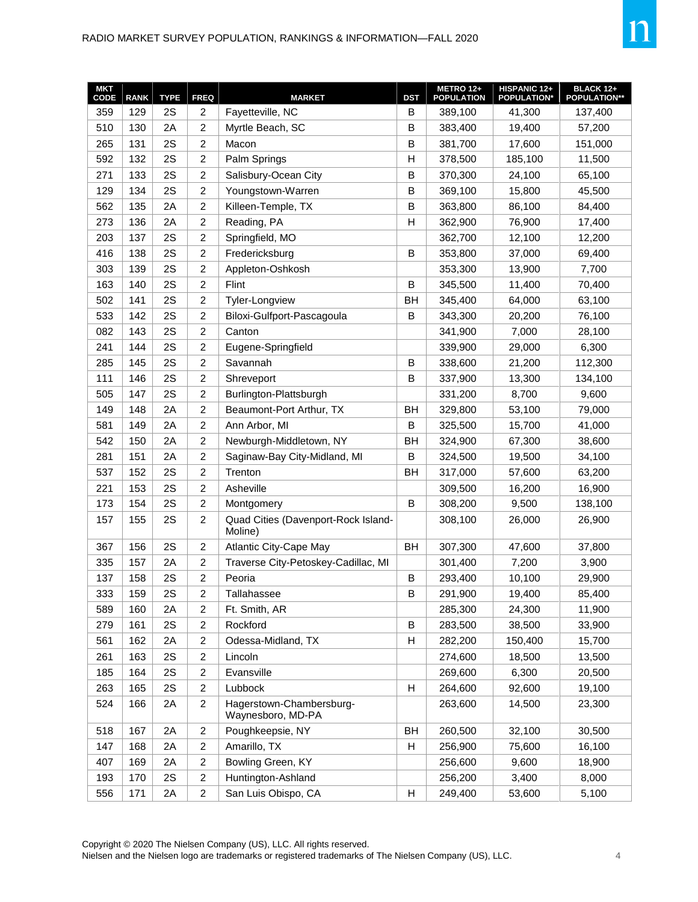| MKT CODE | RANK | TYPE | FREQ | MARKET | DST | METRO 12+ POPULATION | HISPANIC 12+ POPULATION* | BLACK 12+ POPULATION** |
|---|---|---|---|---|---|---|---|---|
| 359 | 129 | 2S | 2 | Fayetteville, NC | B | 389,100 | 41,300 | 137,400 |
| 510 | 130 | 2A | 2 | Myrtle Beach, SC | B | 383,400 | 19,400 | 57,200 |
| 265 | 131 | 2S | 2 | Macon | B | 381,700 | 17,600 | 151,000 |
| 592 | 132 | 2S | 2 | Palm Springs | H | 378,500 | 185,100 | 11,500 |
| 271 | 133 | 2S | 2 | Salisbury-Ocean City | B | 370,300 | 24,100 | 65,100 |
| 129 | 134 | 2S | 2 | Youngstown-Warren | B | 369,100 | 15,800 | 45,500 |
| 562 | 135 | 2A | 2 | Killeen-Temple, TX | B | 363,800 | 86,100 | 84,400 |
| 273 | 136 | 2A | 2 | Reading, PA | H | 362,900 | 76,900 | 17,400 |
| 203 | 137 | 2S | 2 | Springfield, MO | | 362,700 | 12,100 | 12,200 |
| 416 | 138 | 2S | 2 | Fredericksburg | B | 353,800 | 37,000 | 69,400 |
| 303 | 139 | 2S | 2 | Appleton-Oshkosh | | 353,300 | 13,900 | 7,700 |
| 163 | 140 | 2S | 2 | Flint | B | 345,500 | 11,400 | 70,400 |
| 502 | 141 | 2S | 2 | Tyler-Longview | BH | 345,400 | 64,000 | 63,100 |
| 533 | 142 | 2S | 2 | Biloxi-Gulfport-Pascagoula | B | 343,300 | 20,200 | 76,100 |
| 082 | 143 | 2S | 2 | Canton | | 341,900 | 7,000 | 28,100 |
| 241 | 144 | 2S | 2 | Eugene-Springfield | | 339,900 | 29,000 | 6,300 |
| 285 | 145 | 2S | 2 | Savannah | B | 338,600 | 21,200 | 112,300 |
| 111 | 146 | 2S | 2 | Shreveport | B | 337,900 | 13,300 | 134,100 |
| 505 | 147 | 2S | 2 | Burlington-Plattsburgh | | 331,200 | 8,700 | 9,600 |
| 149 | 148 | 2A | 2 | Beaumont-Port Arthur, TX | BH | 329,800 | 53,100 | 79,000 |
| 581 | 149 | 2A | 2 | Ann Arbor, MI | B | 325,500 | 15,700 | 41,000 |
| 542 | 150 | 2A | 2 | Newburgh-Middletown, NY | BH | 324,900 | 67,300 | 38,600 |
| 281 | 151 | 2A | 2 | Saginaw-Bay City-Midland, MI | B | 324,500 | 19,500 | 34,100 |
| 537 | 152 | 2S | 2 | Trenton | BH | 317,000 | 57,600 | 63,200 |
| 221 | 153 | 2S | 2 | Asheville | | 309,500 | 16,200 | 16,900 |
| 173 | 154 | 2S | 2 | Montgomery | B | 308,200 | 9,500 | 138,100 |
| 157 | 155 | 2S | 2 | Quad Cities (Davenport-Rock Island-Moline) | | 308,100 | 26,000 | 26,900 |
| 367 | 156 | 2S | 2 | Atlantic City-Cape May | BH | 307,300 | 47,600 | 37,800 |
| 335 | 157 | 2A | 2 | Traverse City-Petoskey-Cadillac, MI | | 301,400 | 7,200 | 3,900 |
| 137 | 158 | 2S | 2 | Peoria | B | 293,400 | 10,100 | 29,900 |
| 333 | 159 | 2S | 2 | Tallahassee | B | 291,900 | 19,400 | 85,400 |
| 589 | 160 | 2A | 2 | Ft. Smith, AR | | 285,300 | 24,300 | 11,900 |
| 279 | 161 | 2S | 2 | Rockford | B | 283,500 | 38,500 | 33,900 |
| 561 | 162 | 2A | 2 | Odessa-Midland, TX | H | 282,200 | 150,400 | 15,700 |
| 261 | 163 | 2S | 2 | Lincoln | | 274,600 | 18,500 | 13,500 |
| 185 | 164 | 2S | 2 | Evansville | | 269,600 | 6,300 | 20,500 |
| 263 | 165 | 2S | 2 | Lubbock | H | 264,600 | 92,600 | 19,100 |
| 524 | 166 | 2A | 2 | Hagerstown-Chambersburg-Waynesboro, MD-PA | | 263,600 | 14,500 | 23,300 |
| 518 | 167 | 2A | 2 | Poughkeepsie, NY | BH | 260,500 | 32,100 | 30,500 |
| 147 | 168 | 2A | 2 | Amarillo, TX | H | 256,900 | 75,600 | 16,100 |
| 407 | 169 | 2A | 2 | Bowling Green, KY | | 256,600 | 9,600 | 18,900 |
| 193 | 170 | 2S | 2 | Huntington-Ashland | | 256,200 | 3,400 | 8,000 |
| 556 | 171 | 2A | 2 | San Luis Obispo, CA | H | 249,400 | 53,600 | 5,100 |

Copyright © 2020 The Nielsen Company (US), LLC. All rights reserved.
Nielsen and the Nielsen logo are trademarks or registered trademarks of The Nielsen Company (US), LLC.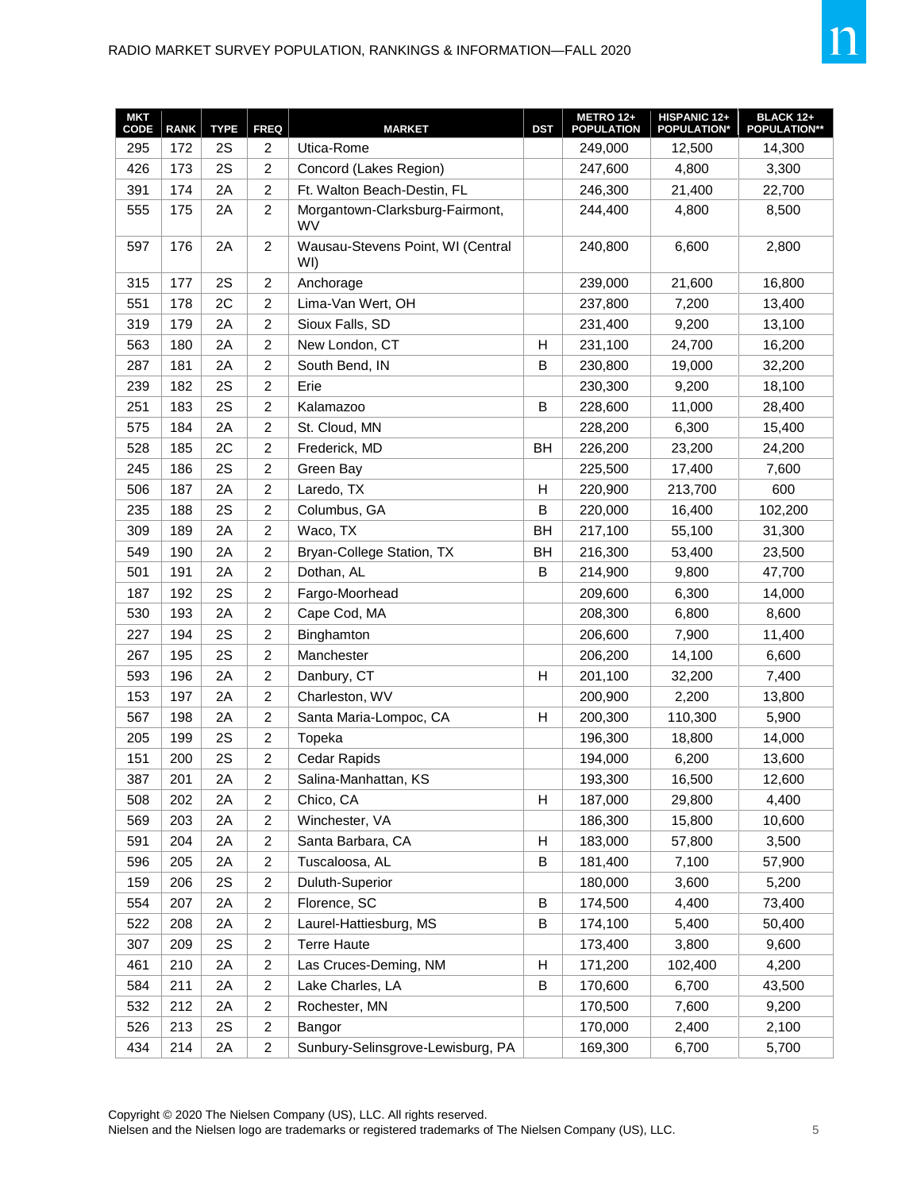| MKT CODE | RANK | TYPE | FREQ | MARKET | DST | METRO 12+ POPULATION | HISPANIC 12+ POPULATION* | BLACK 12+ POPULATION** |
|---|---|---|---|---|---|---|---|---|
| 295 | 172 | 2S | 2 | Utica-Rome | | 249,000 | 12,500 | 14,300 |
| 426 | 173 | 2S | 2 | Concord (Lakes Region) | | 247,600 | 4,800 | 3,300 |
| 391 | 174 | 2A | 2 | Ft. Walton Beach-Destin, FL | | 246,300 | 21,400 | 22,700 |
| 555 | 175 | 2A | 2 | Morgantown-Clarksburg-Fairmont, WV | | 244,400 | 4,800 | 8,500 |
| 597 | 176 | 2A | 2 | Wausau-Stevens Point, WI (Central WI) | | 240,800 | 6,600 | 2,800 |
| 315 | 177 | 2S | 2 | Anchorage | | 239,000 | 21,600 | 16,800 |
| 551 | 178 | 2C | 2 | Lima-Van Wert, OH | | 237,800 | 7,200 | 13,400 |
| 319 | 179 | 2A | 2 | Sioux Falls, SD | | 231,400 | 9,200 | 13,100 |
| 563 | 180 | 2A | 2 | New London, CT | H | 231,100 | 24,700 | 16,200 |
| 287 | 181 | 2A | 2 | South Bend, IN | B | 230,800 | 19,000 | 32,200 |
| 239 | 182 | 2S | 2 | Erie | | 230,300 | 9,200 | 18,100 |
| 251 | 183 | 2S | 2 | Kalamazoo | B | 228,600 | 11,000 | 28,400 |
| 575 | 184 | 2A | 2 | St. Cloud, MN | | 228,200 | 6,300 | 15,400 |
| 528 | 185 | 2C | 2 | Frederick, MD | BH | 226,200 | 23,200 | 24,200 |
| 245 | 186 | 2S | 2 | Green Bay | | 225,500 | 17,400 | 7,600 |
| 506 | 187 | 2A | 2 | Laredo, TX | H | 220,900 | 213,700 | 600 |
| 235 | 188 | 2S | 2 | Columbus, GA | B | 220,000 | 16,400 | 102,200 |
| 309 | 189 | 2A | 2 | Waco, TX | BH | 217,100 | 55,100 | 31,300 |
| 549 | 190 | 2A | 2 | Bryan-College Station, TX | BH | 216,300 | 53,400 | 23,500 |
| 501 | 191 | 2A | 2 | Dothan, AL | B | 214,900 | 9,800 | 47,700 |
| 187 | 192 | 2S | 2 | Fargo-Moorhead | | 209,600 | 6,300 | 14,000 |
| 530 | 193 | 2A | 2 | Cape Cod, MA | | 208,300 | 6,800 | 8,600 |
| 227 | 194 | 2S | 2 | Binghamton | | 206,600 | 7,900 | 11,400 |
| 267 | 195 | 2S | 2 | Manchester | | 206,200 | 14,100 | 6,600 |
| 593 | 196 | 2A | 2 | Danbury, CT | H | 201,100 | 32,200 | 7,400 |
| 153 | 197 | 2A | 2 | Charleston, WV | | 200,900 | 2,200 | 13,800 |
| 567 | 198 | 2A | 2 | Santa Maria-Lompoc, CA | H | 200,300 | 110,300 | 5,900 |
| 205 | 199 | 2S | 2 | Topeka | | 196,300 | 18,800 | 14,000 |
| 151 | 200 | 2S | 2 | Cedar Rapids | | 194,000 | 6,200 | 13,600 |
| 387 | 201 | 2A | 2 | Salina-Manhattan, KS | | 193,300 | 16,500 | 12,600 |
| 508 | 202 | 2A | 2 | Chico, CA | H | 187,000 | 29,800 | 4,400 |
| 569 | 203 | 2A | 2 | Winchester, VA | | 186,300 | 15,800 | 10,600 |
| 591 | 204 | 2A | 2 | Santa Barbara, CA | H | 183,000 | 57,800 | 3,500 |
| 596 | 205 | 2A | 2 | Tuscaloosa, AL | B | 181,400 | 7,100 | 57,900 |
| 159 | 206 | 2S | 2 | Duluth-Superior | | 180,000 | 3,600 | 5,200 |
| 554 | 207 | 2A | 2 | Florence, SC | B | 174,500 | 4,400 | 73,400 |
| 522 | 208 | 2A | 2 | Laurel-Hattiesburg, MS | B | 174,100 | 5,400 | 50,400 |
| 307 | 209 | 2S | 2 | Terre Haute | | 173,400 | 3,800 | 9,600 |
| 461 | 210 | 2A | 2 | Las Cruces-Deming, NM | H | 171,200 | 102,400 | 4,200 |
| 584 | 211 | 2A | 2 | Lake Charles, LA | B | 170,600 | 6,700 | 43,500 |
| 532 | 212 | 2A | 2 | Rochester, MN | | 170,500 | 7,600 | 9,200 |
| 526 | 213 | 2S | 2 | Bangor | | 170,000 | 2,400 | 2,100 |
| 434 | 214 | 2A | 2 | Sunbury-Selinsgrove-Lewisburg, PA | | 169,300 | 6,700 | 5,700 |

Copyright © 2020 The Nielsen Company (US), LLC. All rights reserved.
Nielsen and the Nielsen logo are trademarks or registered trademarks of The Nielsen Company (US), LLC.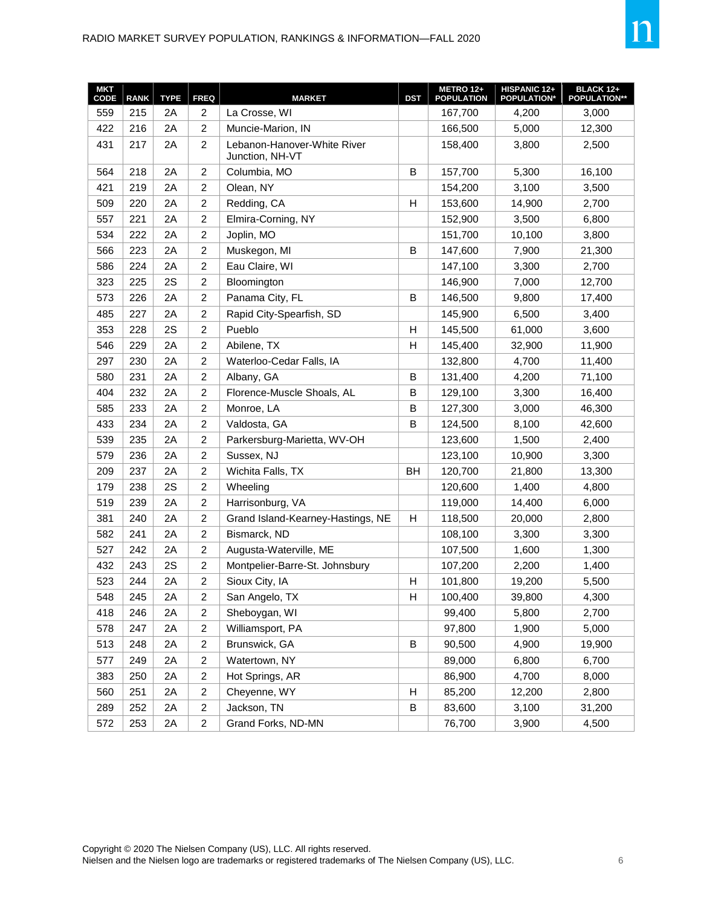| MKT CODE | RANK | TYPE | FREQ | MARKET | DST | METRO 12+ POPULATION | HISPANIC 12+ POPULATION* | BLACK 12+ POPULATION** |
|---|---|---|---|---|---|---|---|---|
| 559 | 215 | 2A | 2 | La Crosse, WI | | 167,700 | 4,200 | 3,000 |
| 422 | 216 | 2A | 2 | Muncie-Marion, IN | | 166,500 | 5,000 | 12,300 |
| 431 | 217 | 2A | 2 | Lebanon-Hanover-White River Junction, NH-VT | | 158,400 | 3,800 | 2,500 |
| 564 | 218 | 2A | 2 | Columbia, MO | B | 157,700 | 5,300 | 16,100 |
| 421 | 219 | 2A | 2 | Olean, NY | | 154,200 | 3,100 | 3,500 |
| 509 | 220 | 2A | 2 | Redding, CA | H | 153,600 | 14,900 | 2,700 |
| 557 | 221 | 2A | 2 | Elmira-Corning, NY | | 152,900 | 3,500 | 6,800 |
| 534 | 222 | 2A | 2 | Joplin, MO | | 151,700 | 10,100 | 3,800 |
| 566 | 223 | 2A | 2 | Muskegon, MI | B | 147,600 | 7,900 | 21,300 |
| 586 | 224 | 2A | 2 | Eau Claire, WI | | 147,100 | 3,300 | 2,700 |
| 323 | 225 | 2S | 2 | Bloomington | | 146,900 | 7,000 | 12,700 |
| 573 | 226 | 2A | 2 | Panama City, FL | B | 146,500 | 9,800 | 17,400 |
| 485 | 227 | 2A | 2 | Rapid City-Spearfish, SD | | 145,900 | 6,500 | 3,400 |
| 353 | 228 | 2S | 2 | Pueblo | H | 145,500 | 61,000 | 3,600 |
| 546 | 229 | 2A | 2 | Abilene, TX | H | 145,400 | 32,900 | 11,900 |
| 297 | 230 | 2A | 2 | Waterloo-Cedar Falls, IA | | 132,800 | 4,700 | 11,400 |
| 580 | 231 | 2A | 2 | Albany, GA | B | 131,400 | 4,200 | 71,100 |
| 404 | 232 | 2A | 2 | Florence-Muscle Shoals, AL | B | 129,100 | 3,300 | 16,400 |
| 585 | 233 | 2A | 2 | Monroe, LA | B | 127,300 | 3,000 | 46,300 |
| 433 | 234 | 2A | 2 | Valdosta, GA | B | 124,500 | 8,100 | 42,600 |
| 539 | 235 | 2A | 2 | Parkersburg-Marietta, WV-OH | | 123,600 | 1,500 | 2,400 |
| 579 | 236 | 2A | 2 | Sussex, NJ | | 123,100 | 10,900 | 3,300 |
| 209 | 237 | 2A | 2 | Wichita Falls, TX | BH | 120,700 | 21,800 | 13,300 |
| 179 | 238 | 2S | 2 | Wheeling | | 120,600 | 1,400 | 4,800 |
| 519 | 239 | 2A | 2 | Harrisonburg, VA | | 119,000 | 14,400 | 6,000 |
| 381 | 240 | 2A | 2 | Grand Island-Kearney-Hastings, NE | H | 118,500 | 20,000 | 2,800 |
| 582 | 241 | 2A | 2 | Bismarck, ND | | 108,100 | 3,300 | 3,300 |
| 527 | 242 | 2A | 2 | Augusta-Waterville, ME | | 107,500 | 1,600 | 1,300 |
| 432 | 243 | 2S | 2 | Montpelier-Barre-St. Johnsbury | | 107,200 | 2,200 | 1,400 |
| 523 | 244 | 2A | 2 | Sioux City, IA | H | 101,800 | 19,200 | 5,500 |
| 548 | 245 | 2A | 2 | San Angelo, TX | H | 100,400 | 39,800 | 4,300 |
| 418 | 246 | 2A | 2 | Sheboygan, WI | | 99,400 | 5,800 | 2,700 |
| 578 | 247 | 2A | 2 | Williamsport, PA | | 97,800 | 1,900 | 5,000 |
| 513 | 248 | 2A | 2 | Brunswick, GA | B | 90,500 | 4,900 | 19,900 |
| 577 | 249 | 2A | 2 | Watertown, NY | | 89,000 | 6,800 | 6,700 |
| 383 | 250 | 2A | 2 | Hot Springs, AR | | 86,900 | 4,700 | 8,000 |
| 560 | 251 | 2A | 2 | Cheyenne, WY | H | 85,200 | 12,200 | 2,800 |
| 289 | 252 | 2A | 2 | Jackson, TN | B | 83,600 | 3,100 | 31,200 |
| 572 | 253 | 2A | 2 | Grand Forks, ND-MN | | 76,700 | 3,900 | 4,500 |

Copyright © 2020 The Nielsen Company (US), LLC. All rights reserved.
Nielsen and the Nielsen logo are trademarks or registered trademarks of The Nielsen Company (US), LLC.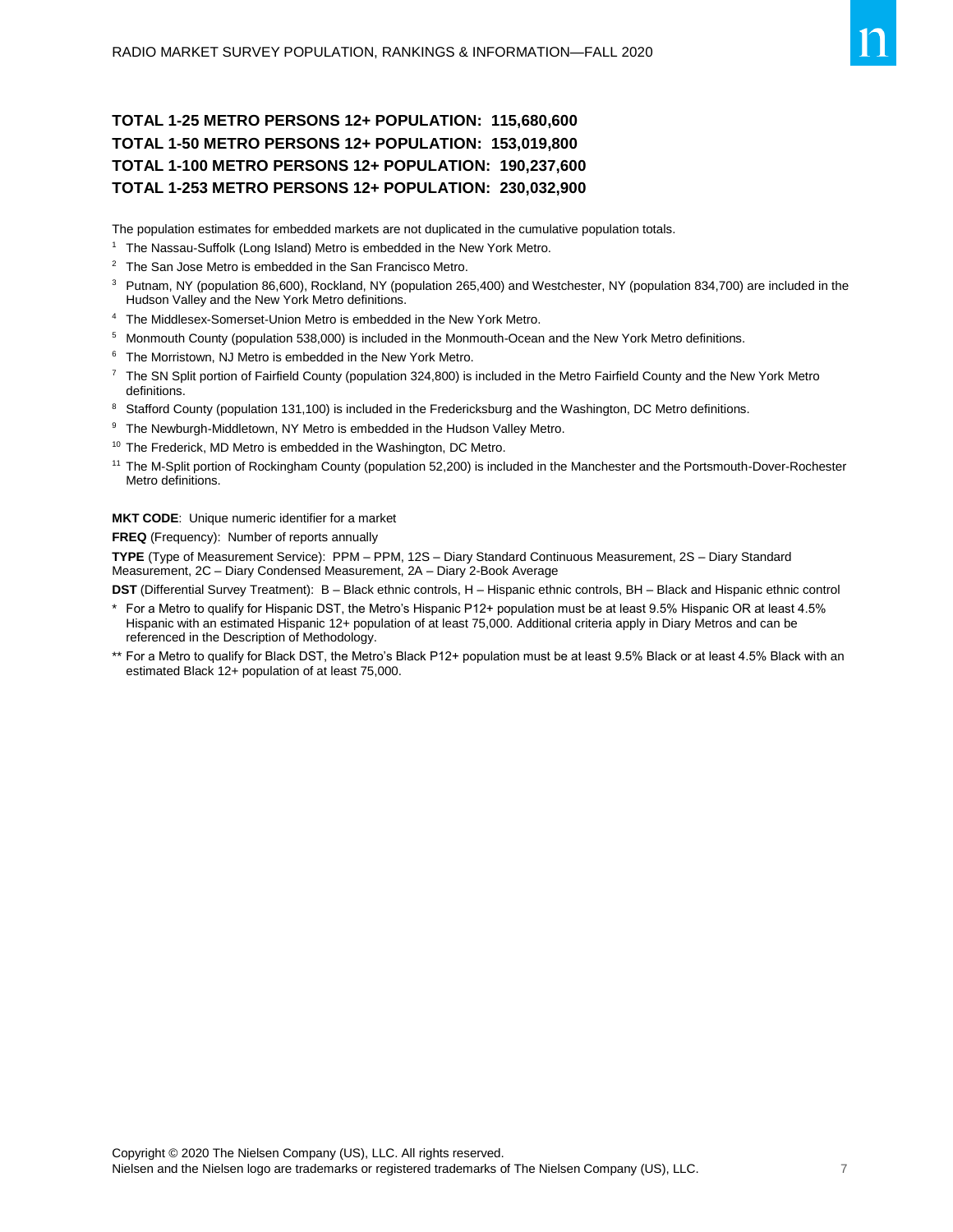**TOTAL 1-25 METRO PERSONS 12+ POPULATION: 115,680,600**

**TOTAL 1-50 METRO PERSONS 12+ POPULATION: 153,019,800**

**TOTAL 1-100 METRO PERSONS 12+ POPULATION: 190,237,600**

**TOTAL 1-253 METRO PERSONS 12+ POPULATION: 230,032,900**

The population estimates for embedded markets are not duplicated in the cumulative population totals.

[1] The Nassau-Suffolk (Long Island) Metro is embedded in the New York Metro.

[2] The San Jose Metro is embedded in the San Francisco Metro.

[3] Putnam, NY (population 86,600), Rockland, NY (population 265,400) and Westchester, NY (population 834,700) are included in the Hudson Valley and the New York Metro definitions.

[4] The Middlesex-Somerset-Union Metro is embedded in the New York Metro.

[5] Monmouth County (population 538,000) is included in the Monmouth-Ocean and the New York Metro definitions.

[6] The Morristown, NJ Metro is embedded in the New York Metro.

[7] The SN Split portion of Fairfield County (population 324,800) is included in the Metro Fairfield County and the New York Metro definitions.

[8] Stafford County (population 131,100) is included in the Fredericksburg and the Washington, DC Metro definitions.

[9] The Newburgh-Middletown, NY Metro is embedded in the Hudson Valley Metro.

[10] The Frederick, MD Metro is embedded in the Washington, DC Metro.

[11] The M-Split portion of Rockingham County (population 52,200) is included in the Manchester and the Portsmouth-Dover-Rochester Metro definitions.

**MKT CODE**: Unique numeric identifier for a market

**FREQ** (Frequency): Number of reports annually

**TYPE** (Type of Measurement Service): PPM – PPM, 12S – Diary Standard Continuous Measurement, 2S – Diary Standard Measurement, 2C – Diary Condensed Measurement, 2A – Diary 2-Book Average

**DST** (Differential Survey Treatment): B – Black ethnic controls, H – Hispanic ethnic controls, BH – Black and Hispanic ethnic control

\* For a Metro to qualify for Hispanic DST, the Metro's Hispanic P12+ population must be at least 9.5% Hispanic OR at least 4.5% Hispanic with an estimated Hispanic 12+ population of at least 75,000. Additional criteria apply in Diary Metros and can be referenced in the Description of Methodology.

\*\* For a Metro to qualify for Black DST, the Metro's Black P12+ population must be at least 9.5% Black or at least 4.5% Black with an estimated Black 12+ population of at least 75,000.

Copyright © 2020 The Nielsen Company (US), LLC. All rights reserved.
Nielsen and the Nielsen logo are trademarks or registered trademarks of The Nielsen Company (US), LLC.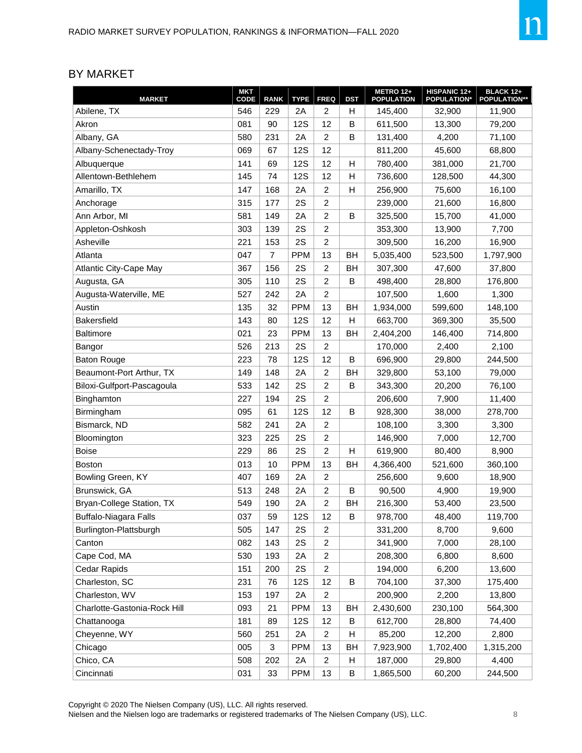## BY MARKET

| MARKET | MKT CODE | RANK | TYPE | FREQ | DST | METRO 12+ POPULATION | HISPANIC 12+ POPULATION* | BLACK 12+ POPULATION** |
|---|---|---|---|---|---|---|---|---|
| Abilene, TX | 546 | 229 | 2A | 2 | H | 145,400 | 32,900 | 11,900 |
| Akron | 081 | 90 | 12S | 12 | B | 611,500 | 13,300 | 79,200 |
| Albany, GA | 580 | 231 | 2A | 2 | B | 131,400 | 4,200 | 71,100 |
| Albany-Schenectady-Troy | 069 | 67 | 12S | 12 | | 811,200 | 45,600 | 68,800 |
| Albuquerque | 141 | 69 | 12S | 12 | H | 780,400 | 381,000 | 21,700 |
| Allentown-Bethlehem | 145 | 74 | 12S | 12 | H | 736,600 | 128,500 | 44,300 |
| Amarillo, TX | 147 | 168 | 2A | 2 | H | 256,900 | 75,600 | 16,100 |
| Anchorage | 315 | 177 | 2S | 2 | | 239,000 | 21,600 | 16,800 |
| Ann Arbor, MI | 581 | 149 | 2A | 2 | B | 325,500 | 15,700 | 41,000 |
| Appleton-Oshkosh | 303 | 139 | 2S | 2 | | 353,300 | 13,900 | 7,700 |
| Asheville | 221 | 153 | 2S | 2 | | 309,500 | 16,200 | 16,900 |
| Atlanta | 047 | 7 | PPM | 13 | BH | 5,035,400 | 523,500 | 1,797,900 |
| Atlantic City-Cape May | 367 | 156 | 2S | 2 | BH | 307,300 | 47,600 | 37,800 |
| Augusta, GA | 305 | 110 | 2S | 2 | B | 498,400 | 28,800 | 176,800 |
| Augusta-Waterville, ME | 527 | 242 | 2A | 2 | | 107,500 | 1,600 | 1,300 |
| Austin | 135 | 32 | PPM | 13 | BH | 1,934,000 | 599,600 | 148,100 |
| Bakersfield | 143 | 80 | 12S | 12 | H | 663,700 | 369,300 | 35,500 |
| Baltimore | 021 | 23 | PPM | 13 | BH | 2,404,200 | 146,400 | 714,800 |
| Bangor | 526 | 213 | 2S | 2 | | 170,000 | 2,400 | 2,100 |
| Baton Rouge | 223 | 78 | 12S | 12 | B | 696,900 | 29,800 | 244,500 |
| Beaumont-Port Arthur, TX | 149 | 148 | 2A | 2 | BH | 329,800 | 53,100 | 79,000 |
| Biloxi-Gulfport-Pascagoula | 533 | 142 | 2S | 2 | B | 343,300 | 20,200 | 76,100 |
| Binghamton | 227 | 194 | 2S | 2 | | 206,600 | 7,900 | 11,400 |
| Birmingham | 095 | 61 | 12S | 12 | B | 928,300 | 38,000 | 278,700 |
| Bismarck, ND | 582 | 241 | 2A | 2 | | 108,100 | 3,300 | 3,300 |
| Bloomington | 323 | 225 | 2S | 2 | | 146,900 | 7,000 | 12,700 |
| Boise | 229 | 86 | 2S | 2 | H | 619,900 | 80,400 | 8,900 |
| Boston | 013 | 10 | PPM | 13 | BH | 4,366,400 | 521,600 | 360,100 |
| Bowling Green, KY | 407 | 169 | 2A | 2 | | 256,600 | 9,600 | 18,900 |
| Brunswick, GA | 513 | 248 | 2A | 2 | B | 90,500 | 4,900 | 19,900 |
| Bryan-College Station, TX | 549 | 190 | 2A | 2 | BH | 216,300 | 53,400 | 23,500 |
| Buffalo-Niagara Falls | 037 | 59 | 12S | 12 | B | 978,700 | 48,400 | 119,700 |
| Burlington-Plattsburgh | 505 | 147 | 2S | 2 | | 331,200 | 8,700 | 9,600 |
| Canton | 082 | 143 | 2S | 2 | | 341,900 | 7,000 | 28,100 |
| Cape Cod, MA | 530 | 193 | 2A | 2 | | 208,300 | 6,800 | 8,600 |
| Cedar Rapids | 151 | 200 | 2S | 2 | | 194,000 | 6,200 | 13,600 |
| Charleston, SC | 231 | 76 | 12S | 12 | B | 704,100 | 37,300 | 175,400 |
| Charleston, WV | 153 | 197 | 2A | 2 | | 200,900 | 2,200 | 13,800 |
| Charlotte-Gastonia-Rock Hill | 093 | 21 | PPM | 13 | BH | 2,430,600 | 230,100 | 564,300 |
| Chattanooga | 181 | 89 | 12S | 12 | B | 612,700 | 28,800 | 74,400 |
| Cheyenne, WY | 560 | 251 | 2A | 2 | H | 85,200 | 12,200 | 2,800 |
| Chicago | 005 | 3 | PPM | 13 | BH | 7,923,900 | 1,702,400 | 1,315,200 |
| Chico, CA | 508 | 202 | 2A | 2 | H | 187,000 | 29,800 | 4,400 |
| Cincinnati | 031 | 33 | PPM | 13 | B | 1,865,500 | 60,200 | 244,500 |

Copyright © 2020 The Nielsen Company (US), LLC. All rights reserved.
Nielsen and the Nielsen logo are trademarks or registered trademarks of The Nielsen Company (US), LLC.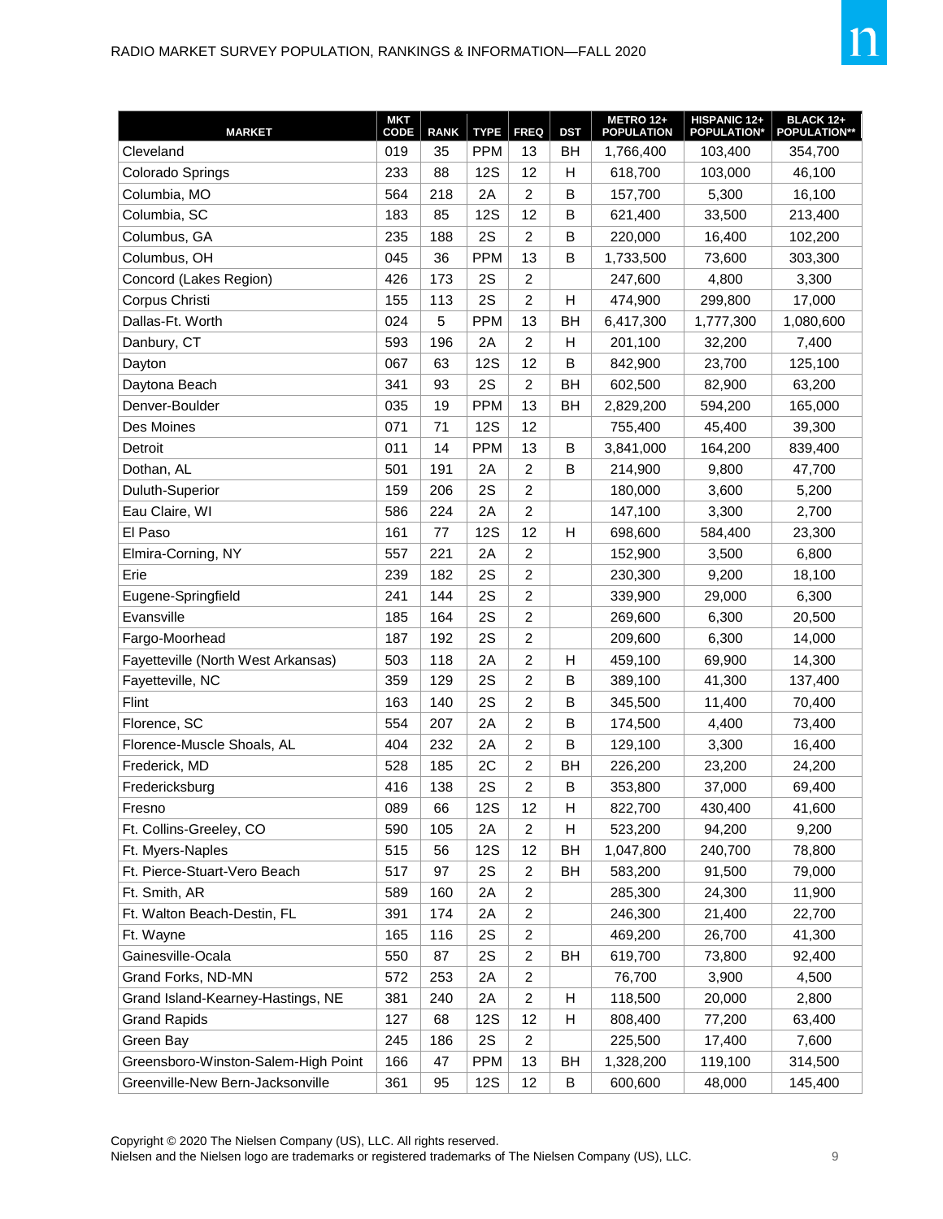| MARKET | MKT CODE | RANK | TYPE | FREQ | DST | METRO 12+ POPULATION | HISPANIC 12+ POPULATION* | BLACK 12+ POPULATION** |
|---|---|---|---|---|---|---|---|---|
| Cleveland | 019 | 35 | PPM | 13 | BH | 1,766,400 | 103,400 | 354,700 |
| Colorado Springs | 233 | 88 | 12S | 12 | H | 618,700 | 103,000 | 46,100 |
| Columbia, MO | 564 | 218 | 2A | 2 | B | 157,700 | 5,300 | 16,100 |
| Columbia, SC | 183 | 85 | 12S | 12 | B | 621,400 | 33,500 | 213,400 |
| Columbus, GA | 235 | 188 | 2S | 2 | B | 220,000 | 16,400 | 102,200 |
| Columbus, OH | 045 | 36 | PPM | 13 | B | 1,733,500 | 73,600 | 303,300 |
| Concord (Lakes Region) | 426 | 173 | 2S | 2 | | 247,600 | 4,800 | 3,300 |
| Corpus Christi | 155 | 113 | 2S | 2 | H | 474,900 | 299,800 | 17,000 |
| Dallas-Ft. Worth | 024 | 5 | PPM | 13 | BH | 6,417,300 | 1,777,300 | 1,080,600 |
| Danbury, CT | 593 | 196 | 2A | 2 | H | 201,100 | 32,200 | 7,400 |
| Dayton | 067 | 63 | 12S | 12 | B | 842,900 | 23,700 | 125,100 |
| Daytona Beach | 341 | 93 | 2S | 2 | BH | 602,500 | 82,900 | 63,200 |
| Denver-Boulder | 035 | 19 | PPM | 13 | BH | 2,829,200 | 594,200 | 165,000 |
| Des Moines | 071 | 71 | 12S | 12 | | 755,400 | 45,400 | 39,300 |
| Detroit | 011 | 14 | PPM | 13 | B | 3,841,000 | 164,200 | 839,400 |
| Dothan, AL | 501 | 191 | 2A | 2 | B | 214,900 | 9,800 | 47,700 |
| Duluth-Superior | 159 | 206 | 2S | 2 | | 180,000 | 3,600 | 5,200 |
| Eau Claire, WI | 586 | 224 | 2A | 2 | | 147,100 | 3,300 | 2,700 |
| El Paso | 161 | 77 | 12S | 12 | H | 698,600 | 584,400 | 23,300 |
| Elmira-Corning, NY | 557 | 221 | 2A | 2 | | 152,900 | 3,500 | 6,800 |
| Erie | 239 | 182 | 2S | 2 | | 230,300 | 9,200 | 18,100 |
| Eugene-Springfield | 241 | 144 | 2S | 2 | | 339,900 | 29,000 | 6,300 |
| Evansville | 185 | 164 | 2S | 2 | | 269,600 | 6,300 | 20,500 |
| Fargo-Moorhead | 187 | 192 | 2S | 2 | | 209,600 | 6,300 | 14,000 |
| Fayetteville (North West Arkansas) | 503 | 118 | 2A | 2 | H | 459,100 | 69,900 | 14,300 |
| Fayetteville, NC | 359 | 129 | 2S | 2 | B | 389,100 | 41,300 | 137,400 |
| Flint | 163 | 140 | 2S | 2 | B | 345,500 | 11,400 | 70,400 |
| Florence, SC | 554 | 207 | 2A | 2 | B | 174,500 | 4,400 | 73,400 |
| Florence-Muscle Shoals, AL | 404 | 232 | 2A | 2 | B | 129,100 | 3,300 | 16,400 |
| Frederick, MD | 528 | 185 | 2C | 2 | BH | 226,200 | 23,200 | 24,200 |
| Fredericksburg | 416 | 138 | 2S | 2 | B | 353,800 | 37,000 | 69,400 |
| Fresno | 089 | 66 | 12S | 12 | H | 822,700 | 430,400 | 41,600 |
| Ft. Collins-Greeley, CO | 590 | 105 | 2A | 2 | H | 523,200 | 94,200 | 9,200 |
| Ft. Myers-Naples | 515 | 56 | 12S | 12 | BH | 1,047,800 | 240,700 | 78,800 |
| Ft. Pierce-Stuart-Vero Beach | 517 | 97 | 2S | 2 | BH | 583,200 | 91,500 | 79,000 |
| Ft. Smith, AR | 589 | 160 | 2A | 2 | | 285,300 | 24,300 | 11,900 |
| Ft. Walton Beach-Destin, FL | 391 | 174 | 2A | 2 | | 246,300 | 21,400 | 22,700 |
| Ft. Wayne | 165 | 116 | 2S | 2 | | 469,200 | 26,700 | 41,300 |
| Gainesville-Ocala | 550 | 87 | 2S | 2 | BH | 619,700 | 73,800 | 92,400 |
| Grand Forks, ND-MN | 572 | 253 | 2A | 2 | | 76,700 | 3,900 | 4,500 |
| Grand Island-Kearney-Hastings, NE | 381 | 240 | 2A | 2 | H | 118,500 | 20,000 | 2,800 |
| Grand Rapids | 127 | 68 | 12S | 12 | H | 808,400 | 77,200 | 63,400 |
| Green Bay | 245 | 186 | 2S | 2 | | 225,500 | 17,400 | 7,600 |
| Greensboro-Winston-Salem-High Point | 166 | 47 | PPM | 13 | BH | 1,328,200 | 119,100 | 314,500 |
| Greenville-New Bern-Jacksonville | 361 | 95 | 12S | 12 | B | 600,600 | 48,000 | 145,400 |

Copyright © 2020 The Nielsen Company (US), LLC. All rights reserved.
Nielsen and the Nielsen logo are trademarks or registered trademarks of The Nielsen Company (US), LLC.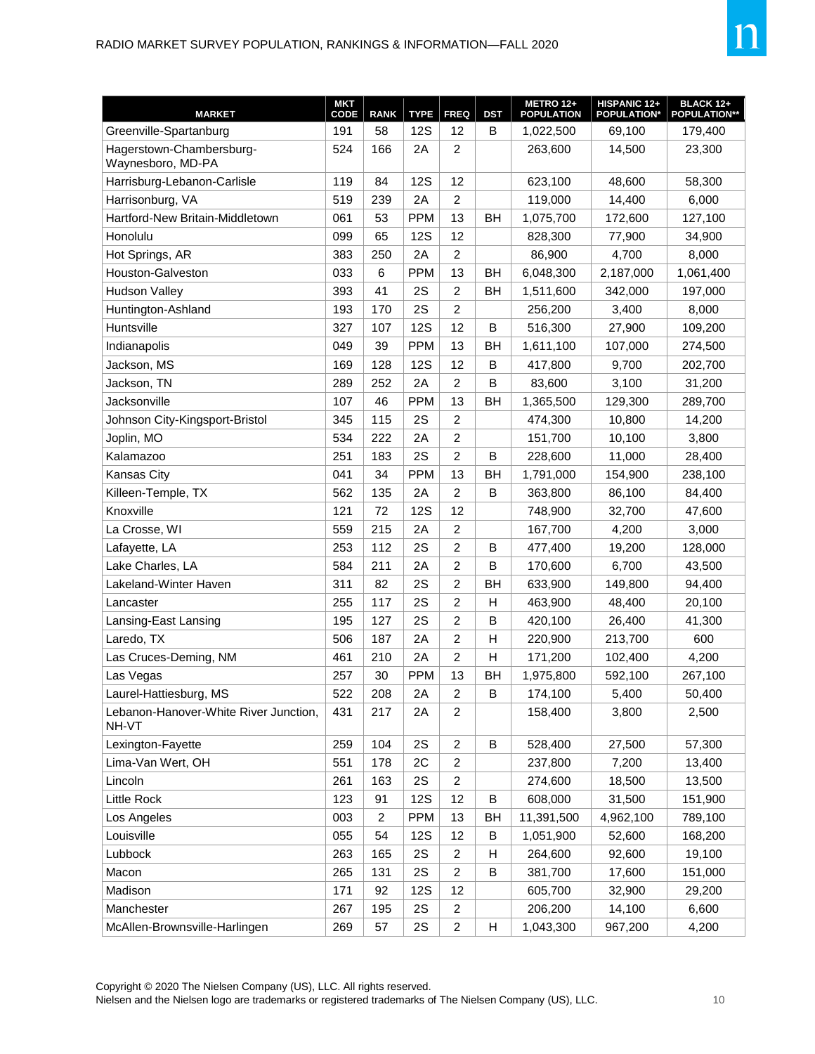| MARKET | MKT CODE | RANK | TYPE | FREQ | DST | METRO 12+ POPULATION | HISPANIC 12+ POPULATION* | BLACK 12+ POPULATION** |
|---|---|---|---|---|---|---|---|---|
| Greenville-Spartanburg | 191 | 58 | 12S | 12 | B | 1,022,500 | 69,100 | 179,400 |
| Hagerstown-Chambersburg-Waynesboro, MD-PA | 524 | 166 | 2A | 2 | | 263,600 | 14,500 | 23,300 |
| Harrisburg-Lebanon-Carlisle | 119 | 84 | 12S | 12 | | 623,100 | 48,600 | 58,300 |
| Harrisonburg, VA | 519 | 239 | 2A | 2 | | 119,000 | 14,400 | 6,000 |
| Hartford-New Britain-Middletown | 061 | 53 | PPM | 13 | BH | 1,075,700 | 172,600 | 127,100 |
| Honolulu | 099 | 65 | 12S | 12 | | 828,300 | 77,900 | 34,900 |
| Hot Springs, AR | 383 | 250 | 2A | 2 | | 86,900 | 4,700 | 8,000 |
| Houston-Galveston | 033 | 6 | PPM | 13 | BH | 6,048,300 | 2,187,000 | 1,061,400 |
| Hudson Valley | 393 | 41 | 2S | 2 | BH | 1,511,600 | 342,000 | 197,000 |
| Huntington-Ashland | 193 | 170 | 2S | 2 | | 256,200 | 3,400 | 8,000 |
| Huntsville | 327 | 107 | 12S | 12 | B | 516,300 | 27,900 | 109,200 |
| Indianapolis | 049 | 39 | PPM | 13 | BH | 1,611,100 | 107,000 | 274,500 |
| Jackson, MS | 169 | 128 | 12S | 12 | B | 417,800 | 9,700 | 202,700 |
| Jackson, TN | 289 | 252 | 2A | 2 | B | 83,600 | 3,100 | 31,200 |
| Jacksonville | 107 | 46 | PPM | 13 | BH | 1,365,500 | 129,300 | 289,700 |
| Johnson City-Kingsport-Bristol | 345 | 115 | 2S | 2 | | 474,300 | 10,800 | 14,200 |
| Joplin, MO | 534 | 222 | 2A | 2 | | 151,700 | 10,100 | 3,800 |
| Kalamazoo | 251 | 183 | 2S | 2 | B | 228,600 | 11,000 | 28,400 |
| Kansas City | 041 | 34 | PPM | 13 | BH | 1,791,000 | 154,900 | 238,100 |
| Killeen-Temple, TX | 562 | 135 | 2A | 2 | B | 363,800 | 86,100 | 84,400 |
| Knoxville | 121 | 72 | 12S | 12 | | 748,900 | 32,700 | 47,600 |
| La Crosse, WI | 559 | 215 | 2A | 2 | | 167,700 | 4,200 | 3,000 |
| Lafayette, LA | 253 | 112 | 2S | 2 | B | 477,400 | 19,200 | 128,000 |
| Lake Charles, LA | 584 | 211 | 2A | 2 | B | 170,600 | 6,700 | 43,500 |
| Lakeland-Winter Haven | 311 | 82 | 2S | 2 | BH | 633,900 | 149,800 | 94,400 |
| Lancaster | 255 | 117 | 2S | 2 | H | 463,900 | 48,400 | 20,100 |
| Lansing-East Lansing | 195 | 127 | 2S | 2 | B | 420,100 | 26,400 | 41,300 |
| Laredo, TX | 506 | 187 | 2A | 2 | H | 220,900 | 213,700 | 600 |
| Las Cruces-Deming, NM | 461 | 210 | 2A | 2 | H | 171,200 | 102,400 | 4,200 |
| Las Vegas | 257 | 30 | PPM | 13 | BH | 1,975,800 | 592,100 | 267,100 |
| Laurel-Hattiesburg, MS | 522 | 208 | 2A | 2 | B | 174,100 | 5,400 | 50,400 |
| Lebanon-Hanover-White River Junction, NH-VT | 431 | 217 | 2A | 2 | | 158,400 | 3,800 | 2,500 |
| Lexington-Fayette | 259 | 104 | 2S | 2 | B | 528,400 | 27,500 | 57,300 |
| Lima-Van Wert, OH | 551 | 178 | 2C | 2 | | 237,800 | 7,200 | 13,400 |
| Lincoln | 261 | 163 | 2S | 2 | | 274,600 | 18,500 | 13,500 |
| Little Rock | 123 | 91 | 12S | 12 | B | 608,000 | 31,500 | 151,900 |
| Los Angeles | 003 | 2 | PPM | 13 | BH | 11,391,500 | 4,962,100 | 789,100 |
| Louisville | 055 | 54 | 12S | 12 | B | 1,051,900 | 52,600 | 168,200 |
| Lubbock | 263 | 165 | 2S | 2 | H | 264,600 | 92,600 | 19,100 |
| Macon | 265 | 131 | 2S | 2 | B | 381,700 | 17,600 | 151,000 |
| Madison | 171 | 92 | 12S | 12 | | 605,700 | 32,900 | 29,200 |
| Manchester | 267 | 195 | 2S | 2 | | 206,200 | 14,100 | 6,600 |
| McAllen-Brownsville-Harlingen | 269 | 57 | 2S | 2 | H | 1,043,300 | 967,200 | 4,200 |

Copyright © 2020 The Nielsen Company (US), LLC. All rights reserved.
Nielsen and the Nielsen logo are trademarks or registered trademarks of The Nielsen Company (US), LLC.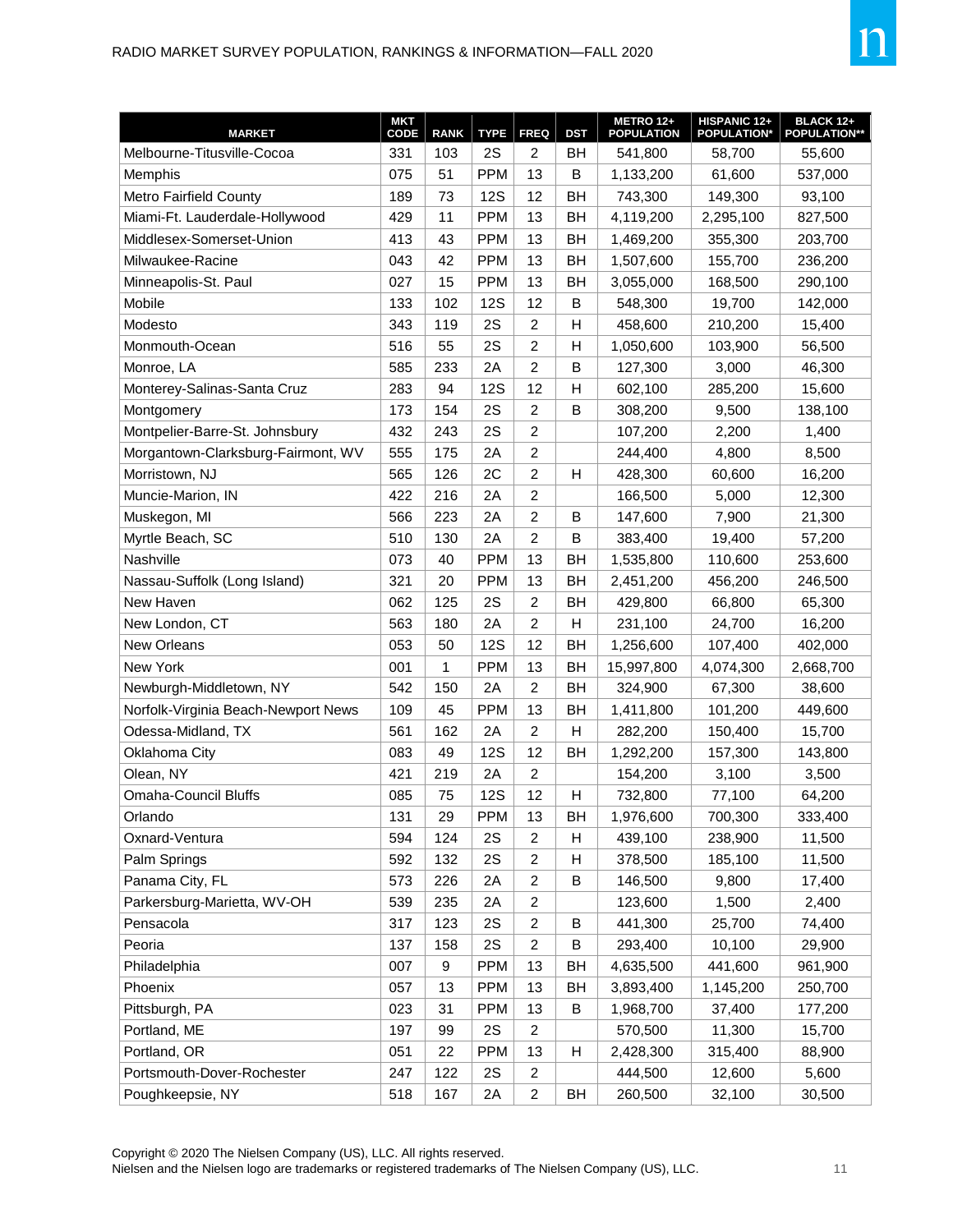| MARKET | MKT CODE | RANK | TYPE | FREQ | DST | METRO 12+ POPULATION | HISPANIC 12+ POPULATION* | BLACK 12+ POPULATION** |
|---|---|---|---|---|---|---|---|---|
| Melbourne-Titusville-Cocoa | 331 | 103 | 2S | 2 | BH | 541,800 | 58,700 | 55,600 |
| Memphis | 075 | 51 | PPM | 13 | B | 1,133,200 | 61,600 | 537,000 |
| Metro Fairfield County | 189 | 73 | 12S | 12 | BH | 743,300 | 149,300 | 93,100 |
| Miami-Ft. Lauderdale-Hollywood | 429 | 11 | PPM | 13 | BH | 4,119,200 | 2,295,100 | 827,500 |
| Middlesex-Somerset-Union | 413 | 43 | PPM | 13 | BH | 1,469,200 | 355,300 | 203,700 |
| Milwaukee-Racine | 043 | 42 | PPM | 13 | BH | 1,507,600 | 155,700 | 236,200 |
| Minneapolis-St. Paul | 027 | 15 | PPM | 13 | BH | 3,055,000 | 168,500 | 290,100 |
| Mobile | 133 | 102 | 12S | 12 | B | 548,300 | 19,700 | 142,000 |
| Modesto | 343 | 119 | 2S | 2 | H | 458,600 | 210,200 | 15,400 |
| Monmouth-Ocean | 516 | 55 | 2S | 2 | H | 1,050,600 | 103,900 | 56,500 |
| Monroe, LA | 585 | 233 | 2A | 2 | B | 127,300 | 3,000 | 46,300 |
| Monterey-Salinas-Santa Cruz | 283 | 94 | 12S | 12 | H | 602,100 | 285,200 | 15,600 |
| Montgomery | 173 | 154 | 2S | 2 | B | 308,200 | 9,500 | 138,100 |
| Montpelier-Barre-St. Johnsbury | 432 | 243 | 2S | 2 | | 107,200 | 2,200 | 1,400 |
| Morgantown-Clarksburg-Fairmont, WV | 555 | 175 | 2A | 2 | | 244,400 | 4,800 | 8,500 |
| Morristown, NJ | 565 | 126 | 2C | 2 | H | 428,300 | 60,600 | 16,200 |
| Muncie-Marion, IN | 422 | 216 | 2A | 2 | | 166,500 | 5,000 | 12,300 |
| Muskegon, MI | 566 | 223 | 2A | 2 | B | 147,600 | 7,900 | 21,300 |
| Myrtle Beach, SC | 510 | 130 | 2A | 2 | B | 383,400 | 19,400 | 57,200 |
| Nashville | 073 | 40 | PPM | 13 | BH | 1,535,800 | 110,600 | 253,600 |
| Nassau-Suffolk (Long Island) | 321 | 20 | PPM | 13 | BH | 2,451,200 | 456,200 | 246,500 |
| New Haven | 062 | 125 | 2S | 2 | BH | 429,800 | 66,800 | 65,300 |
| New London, CT | 563 | 180 | 2A | 2 | H | 231,100 | 24,700 | 16,200 |
| New Orleans | 053 | 50 | 12S | 12 | BH | 1,256,600 | 107,400 | 402,000 |
| New York | 001 | 1 | PPM | 13 | BH | 15,997,800 | 4,074,300 | 2,668,700 |
| Newburgh-Middletown, NY | 542 | 150 | 2A | 2 | BH | 324,900 | 67,300 | 38,600 |
| Norfolk-Virginia Beach-Newport News | 109 | 45 | PPM | 13 | BH | 1,411,800 | 101,200 | 449,600 |
| Odessa-Midland, TX | 561 | 162 | 2A | 2 | H | 282,200 | 150,400 | 15,700 |
| Oklahoma City | 083 | 49 | 12S | 12 | BH | 1,292,200 | 157,300 | 143,800 |
| Olean, NY | 421 | 219 | 2A | 2 | | 154,200 | 3,100 | 3,500 |
| Omaha-Council Bluffs | 085 | 75 | 12S | 12 | H | 732,800 | 77,100 | 64,200 |
| Orlando | 131 | 29 | PPM | 13 | BH | 1,976,600 | 700,300 | 333,400 |
| Oxnard-Ventura | 594 | 124 | 2S | 2 | H | 439,100 | 238,900 | 11,500 |
| Palm Springs | 592 | 132 | 2S | 2 | H | 378,500 | 185,100 | 11,500 |
| Panama City, FL | 573 | 226 | 2A | 2 | B | 146,500 | 9,800 | 17,400 |
| Parkersburg-Marietta, WV-OH | 539 | 235 | 2A | 2 | | 123,600 | 1,500 | 2,400 |
| Pensacola | 317 | 123 | 2S | 2 | B | 441,300 | 25,700 | 74,400 |
| Peoria | 137 | 158 | 2S | 2 | B | 293,400 | 10,100 | 29,900 |
| Philadelphia | 007 | 9 | PPM | 13 | BH | 4,635,500 | 441,600 | 961,900 |
| Phoenix | 057 | 13 | PPM | 13 | BH | 3,893,400 | 1,145,200 | 250,700 |
| Pittsburgh, PA | 023 | 31 | PPM | 13 | B | 1,968,700 | 37,400 | 177,200 |
| Portland, ME | 197 | 99 | 2S | 2 | | 570,500 | 11,300 | 15,700 |
| Portland, OR | 051 | 22 | PPM | 13 | H | 2,428,300 | 315,400 | 88,900 |
| Portsmouth-Dover-Rochester | 247 | 122 | 2S | 2 | | 444,500 | 12,600 | 5,600 |
| Poughkeepsie, NY | 518 | 167 | 2A | 2 | BH | 260,500 | 32,100 | 30,500 |

Copyright © 2020 The Nielsen Company (US), LLC. All rights reserved.
Nielsen and the Nielsen logo are trademarks or registered trademarks of The Nielsen Company (US), LLC.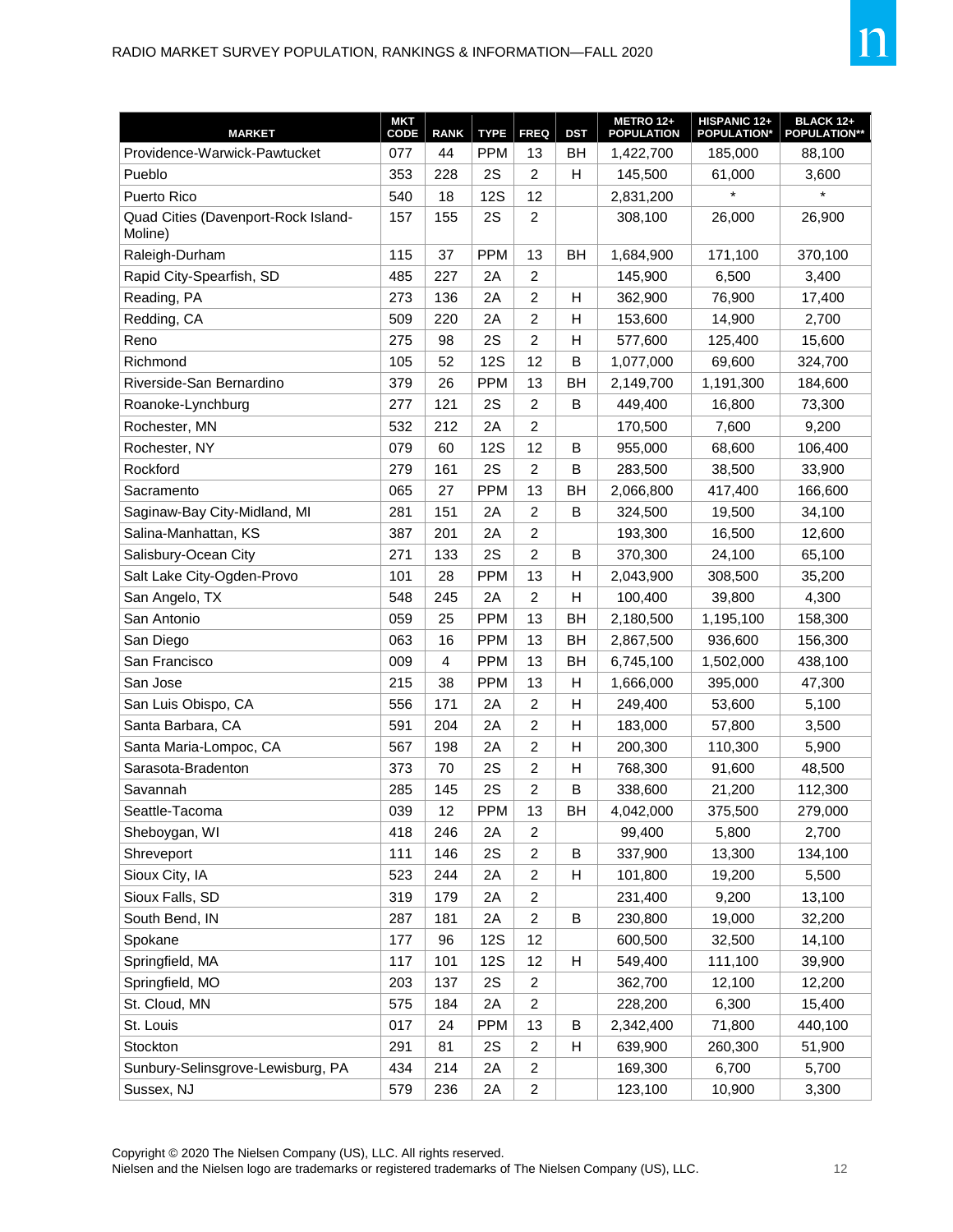| MARKET | MKT CODE | RANK | TYPE | FREQ | DST | METRO 12+ POPULATION | HISPANIC 12+ POPULATION* | BLACK 12+ POPULATION** |
|---|---|---|---|---|---|---|---|---|
| Providence-Warwick-Pawtucket | 077 | 44 | PPM | 13 | BH | 1,422,700 | 185,000 | 88,100 |
| Pueblo | 353 | 228 | 2S | 2 | H | 145,500 | 61,000 | 3,600 |
| Puerto Rico | 540 | 18 | 12S | 12 | | 2,831,200 | * | * |
| Quad Cities (Davenport-Rock Island-Moline) | 157 | 155 | 2S | 2 | | 308,100 | 26,000 | 26,900 |
| Raleigh-Durham | 115 | 37 | PPM | 13 | BH | 1,684,900 | 171,100 | 370,100 |
| Rapid City-Spearfish, SD | 485 | 227 | 2A | 2 | | 145,900 | 6,500 | 3,400 |
| Reading, PA | 273 | 136 | 2A | 2 | H | 362,900 | 76,900 | 17,400 |
| Redding, CA | 509 | 220 | 2A | 2 | H | 153,600 | 14,900 | 2,700 |
| Reno | 275 | 98 | 2S | 2 | H | 577,600 | 125,400 | 15,600 |
| Richmond | 105 | 52 | 12S | 12 | B | 1,077,000 | 69,600 | 324,700 |
| Riverside-San Bernardino | 379 | 26 | PPM | 13 | BH | 2,149,700 | 1,191,300 | 184,600 |
| Roanoke-Lynchburg | 277 | 121 | 2S | 2 | B | 449,400 | 16,800 | 73,300 |
| Rochester, MN | 532 | 212 | 2A | 2 | | 170,500 | 7,600 | 9,200 |
| Rochester, NY | 079 | 60 | 12S | 12 | B | 955,000 | 68,600 | 106,400 |
| Rockford | 279 | 161 | 2S | 2 | B | 283,500 | 38,500 | 33,900 |
| Sacramento | 065 | 27 | PPM | 13 | BH | 2,066,800 | 417,400 | 166,600 |
| Saginaw-Bay City-Midland, MI | 281 | 151 | 2A | 2 | B | 324,500 | 19,500 | 34,100 |
| Salina-Manhattan, KS | 387 | 201 | 2A | 2 | | 193,300 | 16,500 | 12,600 |
| Salisbury-Ocean City | 271 | 133 | 2S | 2 | B | 370,300 | 24,100 | 65,100 |
| Salt Lake City-Ogden-Provo | 101 | 28 | PPM | 13 | H | 2,043,900 | 308,500 | 35,200 |
| San Angelo, TX | 548 | 245 | 2A | 2 | H | 100,400 | 39,800 | 4,300 |
| San Antonio | 059 | 25 | PPM | 13 | BH | 2,180,500 | 1,195,100 | 158,300 |
| San Diego | 063 | 16 | PPM | 13 | BH | 2,867,500 | 936,600 | 156,300 |
| San Francisco | 009 | 4 | PPM | 13 | BH | 6,745,100 | 1,502,000 | 438,100 |
| San Jose | 215 | 38 | PPM | 13 | H | 1,666,000 | 395,000 | 47,300 |
| San Luis Obispo, CA | 556 | 171 | 2A | 2 | H | 249,400 | 53,600 | 5,100 |
| Santa Barbara, CA | 591 | 204 | 2A | 2 | H | 183,000 | 57,800 | 3,500 |
| Santa Maria-Lompoc, CA | 567 | 198 | 2A | 2 | H | 200,300 | 110,300 | 5,900 |
| Sarasota-Bradenton | 373 | 70 | 2S | 2 | H | 768,300 | 91,600 | 48,500 |
| Savannah | 285 | 145 | 2S | 2 | B | 338,600 | 21,200 | 112,300 |
| Seattle-Tacoma | 039 | 12 | PPM | 13 | BH | 4,042,000 | 375,500 | 279,000 |
| Sheboygan, WI | 418 | 246 | 2A | 2 | | 99,400 | 5,800 | 2,700 |
| Shreveport | 111 | 146 | 2S | 2 | B | 337,900 | 13,300 | 134,100 |
| Sioux City, IA | 523 | 244 | 2A | 2 | H | 101,800 | 19,200 | 5,500 |
| Sioux Falls, SD | 319 | 179 | 2A | 2 | | 231,400 | 9,200 | 13,100 |
| South Bend, IN | 287 | 181 | 2A | 2 | B | 230,800 | 19,000 | 32,200 |
| Spokane | 177 | 96 | 12S | 12 | | 600,500 | 32,500 | 14,100 |
| Springfield, MA | 117 | 101 | 12S | 12 | H | 549,400 | 111,100 | 39,900 |
| Springfield, MO | 203 | 137 | 2S | 2 | | 362,700 | 12,100 | 12,200 |
| St. Cloud, MN | 575 | 184 | 2A | 2 | | 228,200 | 6,300 | 15,400 |
| St. Louis | 017 | 24 | PPM | 13 | B | 2,342,400 | 71,800 | 440,100 |
| Stockton | 291 | 81 | 2S | 2 | H | 639,900 | 260,300 | 51,900 |
| Sunbury-Selinsgrove-Lewisburg, PA | 434 | 214 | 2A | 2 | | 169,300 | 6,700 | 5,700 |
| Sussex, NJ | 579 | 236 | 2A | 2 | | 123,100 | 10,900 | 3,300 |

Copyright © 2020 The Nielsen Company (US), LLC. All rights reserved.
Nielsen and the Nielsen logo are trademarks or registered trademarks of The Nielsen Company (US), LLC.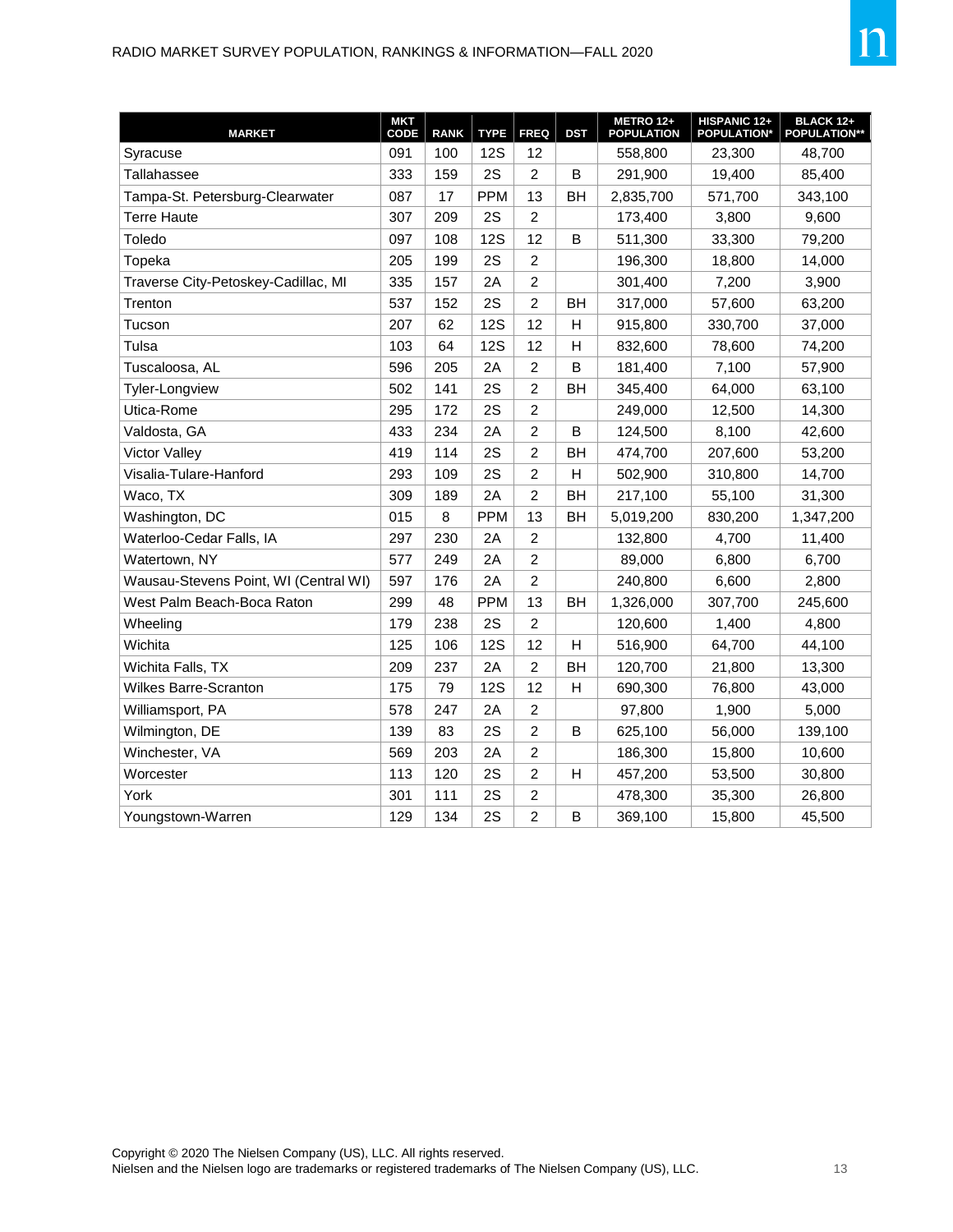| MARKET | MKT CODE | RANK | TYPE | FREQ | DST | METRO 12+ POPULATION | HISPANIC 12+ POPULATION* | BLACK 12+ POPULATION** |
|---|---|---|---|---|---|---|---|---|
| Syracuse | 091 | 100 | 12S | 12 | | 558,800 | 23,300 | 48,700 |
| Tallahassee | 333 | 159 | 2S | 2 | B | 291,900 | 19,400 | 85,400 |
| Tampa-St. Petersburg-Clearwater | 087 | 17 | PPM | 13 | BH | 2,835,700 | 571,700 | 343,100 |
| Terre Haute | 307 | 209 | 2S | 2 | | 173,400 | 3,800 | 9,600 |
| Toledo | 097 | 108 | 12S | 12 | B | 511,300 | 33,300 | 79,200 |
| Topeka | 205 | 199 | 2S | 2 | | 196,300 | 18,800 | 14,000 |
| Traverse City-Petoskey-Cadillac, MI | 335 | 157 | 2A | 2 | | 301,400 | 7,200 | 3,900 |
| Trenton | 537 | 152 | 2S | 2 | BH | 317,000 | 57,600 | 63,200 |
| Tucson | 207 | 62 | 12S | 12 | H | 915,800 | 330,700 | 37,000 |
| Tulsa | 103 | 64 | 12S | 12 | H | 832,600 | 78,600 | 74,200 |
| Tuscaloosa, AL | 596 | 205 | 2A | 2 | B | 181,400 | 7,100 | 57,900 |
| Tyler-Longview | 502 | 141 | 2S | 2 | BH | 345,400 | 64,000 | 63,100 |
| Utica-Rome | 295 | 172 | 2S | 2 | | 249,000 | 12,500 | 14,300 |
| Valdosta, GA | 433 | 234 | 2A | 2 | B | 124,500 | 8,100 | 42,600 |
| Victor Valley | 419 | 114 | 2S | 2 | BH | 474,700 | 207,600 | 53,200 |
| Visalia-Tulare-Hanford | 293 | 109 | 2S | 2 | H | 502,900 | 310,800 | 14,700 |
| Waco, TX | 309 | 189 | 2A | 2 | BH | 217,100 | 55,100 | 31,300 |
| Washington, DC | 015 | 8 | PPM | 13 | BH | 5,019,200 | 830,200 | 1,347,200 |
| Waterloo-Cedar Falls, IA | 297 | 230 | 2A | 2 | | 132,800 | 4,700 | 11,400 |
| Watertown, NY | 577 | 249 | 2A | 2 | | 89,000 | 6,800 | 6,700 |
| Wausau-Stevens Point, WI (Central WI) | 597 | 176 | 2A | 2 | | 240,800 | 6,600 | 2,800 |
| West Palm Beach-Boca Raton | 299 | 48 | PPM | 13 | BH | 1,326,000 | 307,700 | 245,600 |
| Wheeling | 179 | 238 | 2S | 2 | | 120,600 | 1,400 | 4,800 |
| Wichita | 125 | 106 | 12S | 12 | H | 516,900 | 64,700 | 44,100 |
| Wichita Falls, TX | 209 | 237 | 2A | 2 | BH | 120,700 | 21,800 | 13,300 |
| Wilkes Barre-Scranton | 175 | 79 | 12S | 12 | H | 690,300 | 76,800 | 43,000 |
| Williamsport, PA | 578 | 247 | 2A | 2 | | 97,800 | 1,900 | 5,000 |
| Wilmington, DE | 139 | 83 | 2S | 2 | B | 625,100 | 56,000 | 139,100 |
| Winchester, VA | 569 | 203 | 2A | 2 | | 186,300 | 15,800 | 10,600 |
| Worcester | 113 | 120 | 2S | 2 | H | 457,200 | 53,500 | 30,800 |
| York | 301 | 111 | 2S | 2 | | 478,300 | 35,300 | 26,800 |
| Youngstown-Warren | 129 | 134 | 2S | 2 | B | 369,100 | 15,800 | 45,500 |

Copyright © 2020 The Nielsen Company (US), LLC. All rights reserved.
Nielsen and the Nielsen logo are trademarks or registered trademarks of The Nielsen Company (US), LLC.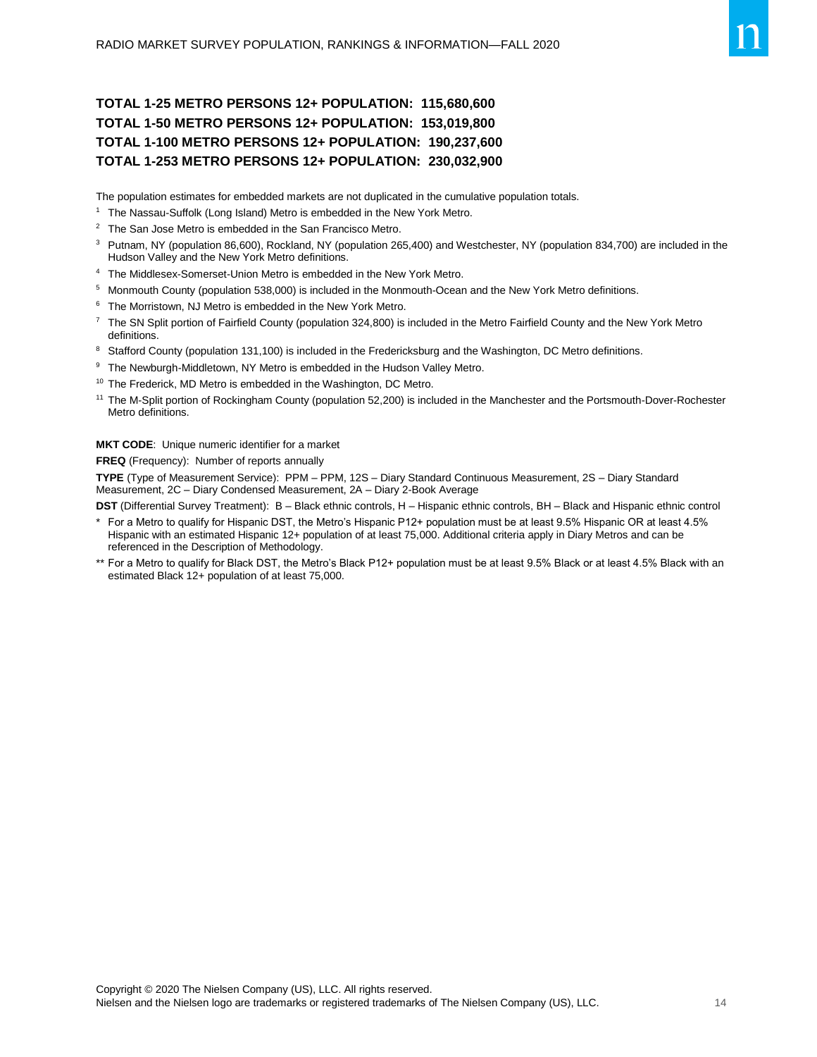**TOTAL 1-25 METRO PERSONS 12+ POPULATION: 115,680,600**
**TOTAL 1-50 METRO PERSONS 12+ POPULATION: 153,019,800**
**TOTAL 1-100 METRO PERSONS 12+ POPULATION: 190,237,600**
**TOTAL 1-253 METRO PERSONS 12+ POPULATION: 230,032,900**

The population estimates for embedded markets are not duplicated in the cumulative population totals.

[1] The Nassau-Suffolk (Long Island) Metro is embedded in the New York Metro.

[2] The San Jose Metro is embedded in the San Francisco Metro.

[3] Putnam, NY (population 86,600), Rockland, NY (population 265,400) and Westchester, NY (population 834,700) are included in the Hudson Valley and the New York Metro definitions.

[4] The Middlesex-Somerset-Union Metro is embedded in the New York Metro.

[5] Monmouth County (population 538,000) is included in the Monmouth-Ocean and the New York Metro definitions.

[6] The Morristown, NJ Metro is embedded in the New York Metro.

[7] The SN Split portion of Fairfield County (population 324,800) is included in the Metro Fairfield County and the New York Metro definitions.

[8] Stafford County (population 131,100) is included in the Fredericksburg and the Washington, DC Metro definitions.

[9] The Newburgh-Middletown, NY Metro is embedded in the Hudson Valley Metro.

[10] The Frederick, MD Metro is embedded in the Washington, DC Metro.

[11] The M-Split portion of Rockingham County (population 52,200) is included in the Manchester and the Portsmouth-Dover-Rochester Metro definitions.

**MKT CODE**: Unique numeric identifier for a market

**FREQ** (Frequency): Number of reports annually

**TYPE** (Type of Measurement Service): PPM – PPM, 12S – Diary Standard Continuous Measurement, 2S – Diary Standard Measurement, 2C – Diary Condensed Measurement, 2A – Diary 2-Book Average

**DST** (Differential Survey Treatment): B – Black ethnic controls, H – Hispanic ethnic controls, BH – Black and Hispanic ethnic control

\* For a Metro to qualify for Hispanic DST, the Metro's Hispanic P12+ population must be at least 9.5% Hispanic OR at least 4.5% Hispanic with an estimated Hispanic 12+ population of at least 75,000. Additional criteria apply in Diary Metros and can be referenced in the Description of Methodology.

\*\* For a Metro to qualify for Black DST, the Metro's Black P12+ population must be at least 9.5% Black or at least 4.5% Black with an estimated Black 12+ population of at least 75,000.

Copyright © 2020 The Nielsen Company (US), LLC. All rights reserved.
Nielsen and the Nielsen logo are trademarks or registered trademarks of The Nielsen Company (US), LLC.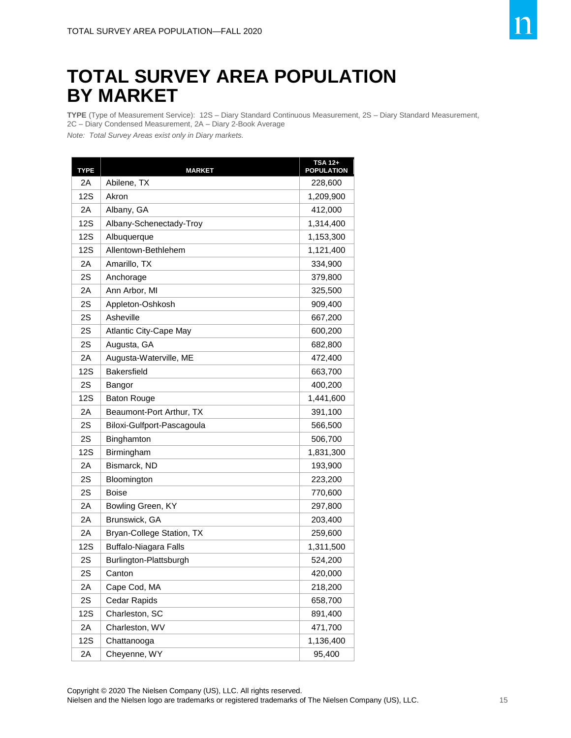# TOTAL SURVEY AREA POPULATION BY MARKET

**TYPE** (Type of Measurement Service): 12S – Diary Standard Continuous Measurement, 2S – Diary Standard Measurement, 2C – Diary Condensed Measurement, 2A – Diary 2-Book Average

*Note: Total Survey Areas exist only in Diary markets.*

| TYPE | MARKET | TSA 12+ POPULATION |
|---|---|---|
| 2A | Abilene, TX | 228,600 |
| 12S | Akron | 1,209,900 |
| 2A | Albany, GA | 412,000 |
| 12S | Albany-Schenectady-Troy | 1,314,400 |
| 12S | Albuquerque | 1,153,300 |
| 12S | Allentown-Bethlehem | 1,121,400 |
| 2A | Amarillo, TX | 334,900 |
| 2S | Anchorage | 379,800 |
| 2A | Ann Arbor, MI | 325,500 |
| 2S | Appleton-Oshkosh | 909,400 |
| 2S | Asheville | 667,200 |
| 2S | Atlantic City-Cape May | 600,200 |
| 2S | Augusta, GA | 682,800 |
| 2A | Augusta-Waterville, ME | 472,400 |
| 12S | Bakersfield | 663,700 |
| 2S | Bangor | 400,200 |
| 12S | Baton Rouge | 1,441,600 |
| 2A | Beaumont-Port Arthur, TX | 391,100 |
| 2S | Biloxi-Gulfport-Pascagoula | 566,500 |
| 2S | Binghamton | 506,700 |
| 12S | Birmingham | 1,831,300 |
| 2A | Bismarck, ND | 193,900 |
| 2S | Bloomington | 223,200 |
| 2S | Boise | 770,600 |
| 2A | Bowling Green, KY | 297,800 |
| 2A | Brunswick, GA | 203,400 |
| 2A | Bryan-College Station, TX | 259,600 |
| 12S | Buffalo-Niagara Falls | 1,311,500 |
| 2S | Burlington-Plattsburgh | 524,200 |
| 2S | Canton | 420,000 |
| 2A | Cape Cod, MA | 218,200 |
| 2S | Cedar Rapids | 658,700 |
| 12S | Charleston, SC | 891,400 |
| 2A | Charleston, WV | 471,700 |
| 12S | Chattanooga | 1,136,400 |
| 2A | Cheyenne, WY | 95,400 |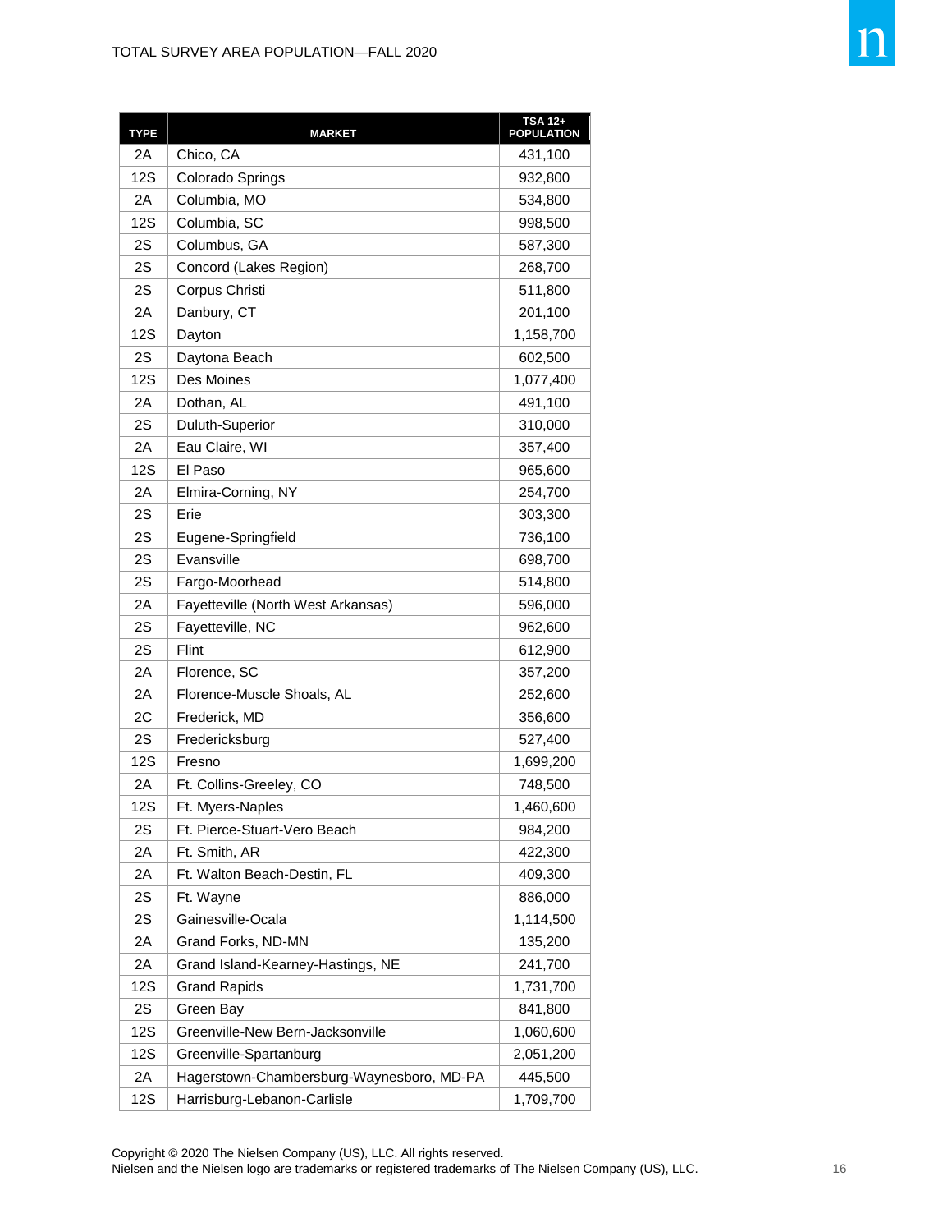TOTAL SURVEY AREA POPULATION—FALL 2020

| TYPE | MARKET | TSA 12+ POPULATION |
|---|---|---|
| 2A | Chico, CA | 431,100 |
| 12S | Colorado Springs | 932,800 |
| 2A | Columbia, MO | 534,800 |
| 12S | Columbia, SC | 998,500 |
| 2S | Columbus, GA | 587,300 |
| 2S | Concord (Lakes Region) | 268,700 |
| 2S | Corpus Christi | 511,800 |
| 2A | Danbury, CT | 201,100 |
| 12S | Dayton | 1,158,700 |
| 2S | Daytona Beach | 602,500 |
| 12S | Des Moines | 1,077,400 |
| 2A | Dothan, AL | 491,100 |
| 2S | Duluth-Superior | 310,000 |
| 2A | Eau Claire, WI | 357,400 |
| 12S | El Paso | 965,600 |
| 2A | Elmira-Corning, NY | 254,700 |
| 2S | Erie | 303,300 |
| 2S | Eugene-Springfield | 736,100 |
| 2S | Evansville | 698,700 |
| 2S | Fargo-Moorhead | 514,800 |
| 2A | Fayetteville (North West Arkansas) | 596,000 |
| 2S | Fayetteville, NC | 962,600 |
| 2S | Flint | 612,900 |
| 2A | Florence, SC | 357,200 |
| 2A | Florence-Muscle Shoals, AL | 252,600 |
| 2C | Frederick, MD | 356,600 |
| 2S | Fredericksburg | 527,400 |
| 12S | Fresno | 1,699,200 |
| 2A | Ft. Collins-Greeley, CO | 748,500 |
| 12S | Ft. Myers-Naples | 1,460,600 |
| 2S | Ft. Pierce-Stuart-Vero Beach | 984,200 |
| 2A | Ft. Smith, AR | 422,300 |
| 2A | Ft. Walton Beach-Destin, FL | 409,300 |
| 2S | Ft. Wayne | 886,000 |
| 2S | Gainesville-Ocala | 1,114,500 |
| 2A | Grand Forks, ND-MN | 135,200 |
| 2A | Grand Island-Kearney-Hastings, NE | 241,700 |
| 12S | Grand Rapids | 1,731,700 |
| 2S | Green Bay | 841,800 |
| 12S | Greenville-New Bern-Jacksonville | 1,060,600 |
| 12S | Greenville-Spartanburg | 2,051,200 |
| 2A | Hagerstown-Chambersburg-Waynesboro, MD-PA | 445,500 |
| 12S | Harrisburg-Lebanon-Carlisle | 1,709,700 |

Copyright © 2020 The Nielsen Company (US), LLC. All rights reserved.
Nielsen and the Nielsen logo are trademarks or registered trademarks of The Nielsen Company (US), LLC.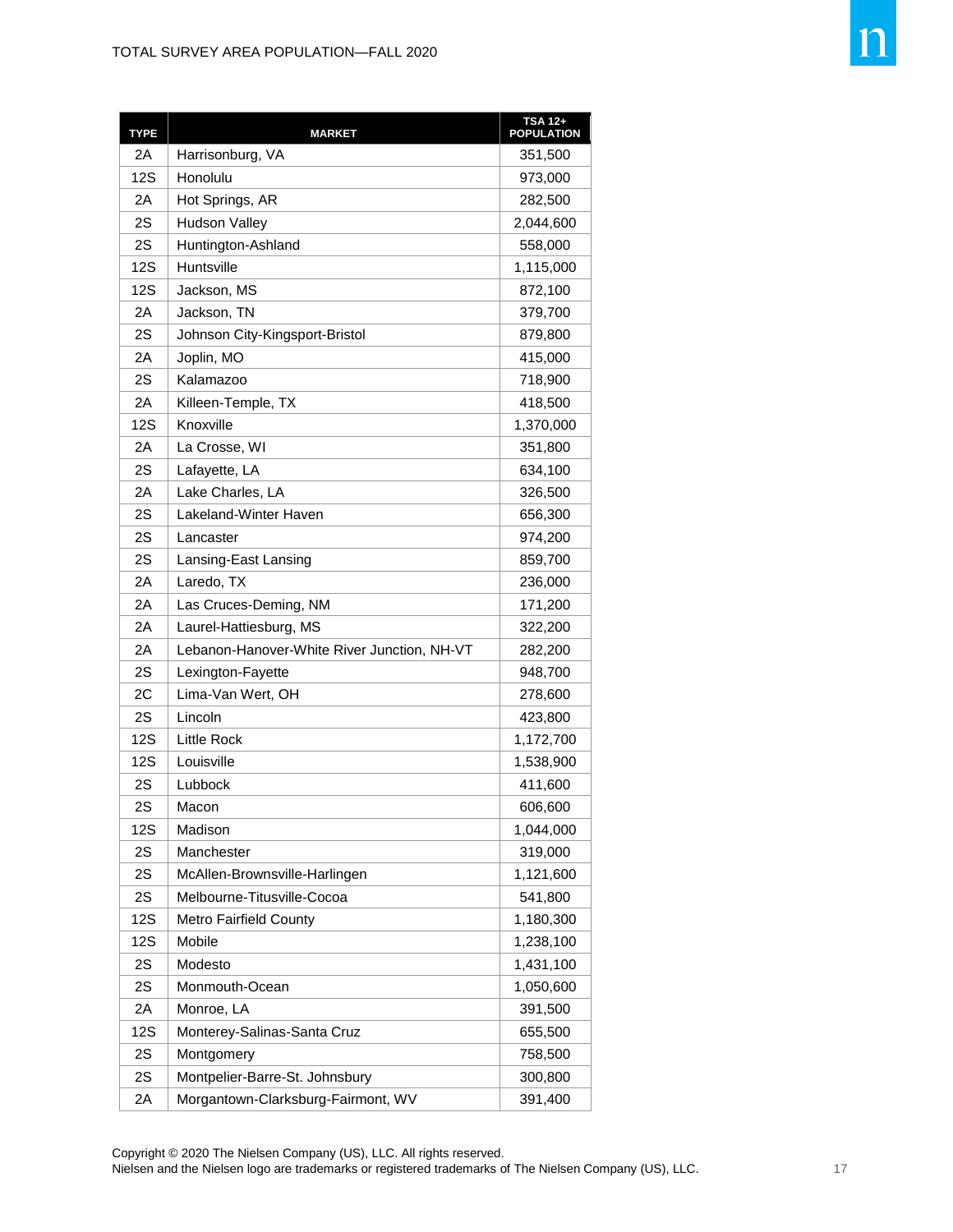TOTAL SURVEY AREA POPULATION—FALL 2020

| TYPE | MARKET | TSA 12+ POPULATION |
|---|---|---|
| 2A | Harrisonburg, VA | 351,500 |
| 12S | Honolulu | 973,000 |
| 2A | Hot Springs, AR | 282,500 |
| 2S | Hudson Valley | 2,044,600 |
| 2S | Huntington-Ashland | 558,000 |
| 12S | Huntsville | 1,115,000 |
| 12S | Jackson, MS | 872,100 |
| 2A | Jackson, TN | 379,700 |
| 2S | Johnson City-Kingsport-Bristol | 879,800 |
| 2A | Joplin, MO | 415,000 |
| 2S | Kalamazoo | 718,900 |
| 2A | Killeen-Temple, TX | 418,500 |
| 12S | Knoxville | 1,370,000 |
| 2A | La Crosse, WI | 351,800 |
| 2S | Lafayette, LA | 634,100 |
| 2A | Lake Charles, LA | 326,500 |
| 2S | Lakeland-Winter Haven | 656,300 |
| 2S | Lancaster | 974,200 |
| 2S | Lansing-East Lansing | 859,700 |
| 2A | Laredo, TX | 236,000 |
| 2A | Las Cruces-Deming, NM | 171,200 |
| 2A | Laurel-Hattiesburg, MS | 322,200 |
| 2A | Lebanon-Hanover-White River Junction, NH-VT | 282,200 |
| 2S | Lexington-Fayette | 948,700 |
| 2C | Lima-Van Wert, OH | 278,600 |
| 2S | Lincoln | 423,800 |
| 12S | Little Rock | 1,172,700 |
| 12S | Louisville | 1,538,900 |
| 2S | Lubbock | 411,600 |
| 2S | Macon | 606,600 |
| 12S | Madison | 1,044,000 |
| 2S | Manchester | 319,000 |
| 2S | McAllen-Brownsville-Harlingen | 1,121,600 |
| 2S | Melbourne-Titusville-Cocoa | 541,800 |
| 12S | Metro Fairfield County | 1,180,300 |
| 12S | Mobile | 1,238,100 |
| 2S | Modesto | 1,431,100 |
| 2S | Monmouth-Ocean | 1,050,600 |
| 2A | Monroe, LA | 391,500 |
| 12S | Monterey-Salinas-Santa Cruz | 655,500 |
| 2S | Montgomery | 758,500 |
| 2S | Montpelier-Barre-St. Johnsbury | 300,800 |
| 2A | Morgantown-Clarksburg-Fairmont, WV | 391,400 |

Copyright © 2020 The Nielsen Company (US), LLC. All rights reserved.
Nielsen and the Nielsen logo are trademarks or registered trademarks of The Nielsen Company (US), LLC.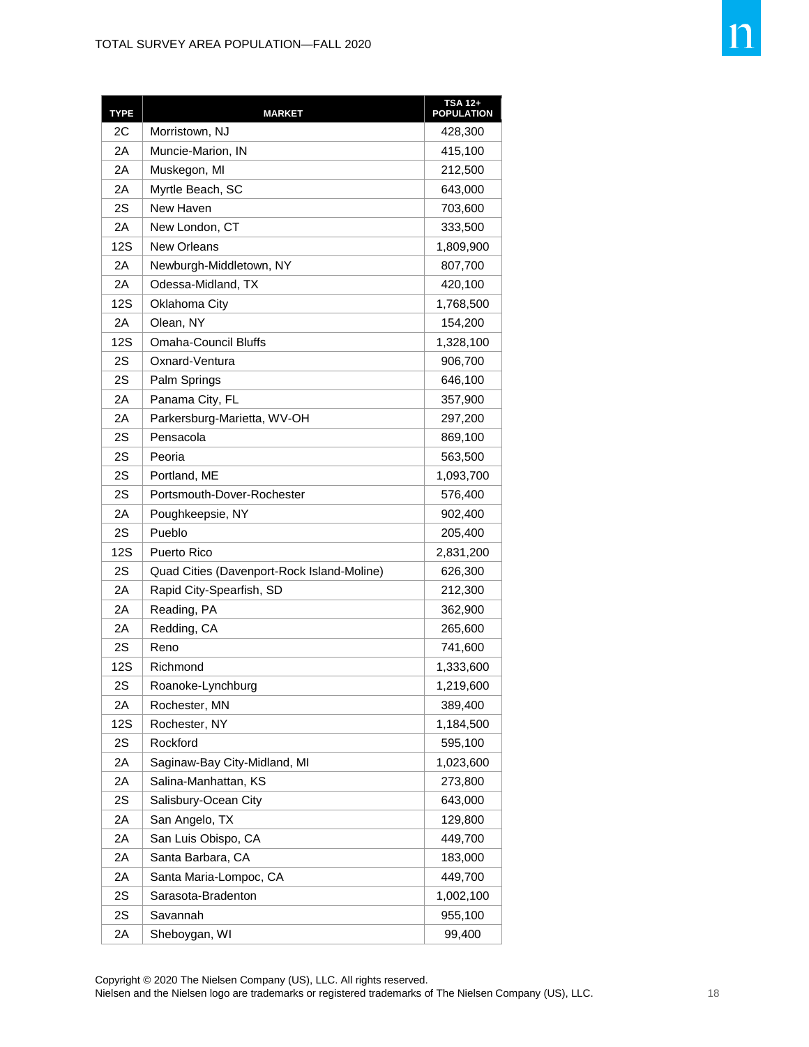TOTAL SURVEY AREA POPULATION—FALL 2020

| TYPE | MARKET | TSA 12+ POPULATION |
|---|---|---|
| 2C | Morristown, NJ | 428,300 |
| 2A | Muncie-Marion, IN | 415,100 |
| 2A | Muskegon, MI | 212,500 |
| 2A | Myrtle Beach, SC | 643,000 |
| 2S | New Haven | 703,600 |
| 2A | New London, CT | 333,500 |
| 12S | New Orleans | 1,809,900 |
| 2A | Newburgh-Middletown, NY | 807,700 |
| 2A | Odessa-Midland, TX | 420,100 |
| 12S | Oklahoma City | 1,768,500 |
| 2A | Olean, NY | 154,200 |
| 12S | Omaha-Council Bluffs | 1,328,100 |
| 2S | Oxnard-Ventura | 906,700 |
| 2S | Palm Springs | 646,100 |
| 2A | Panama City, FL | 357,900 |
| 2A | Parkersburg-Marietta, WV-OH | 297,200 |
| 2S | Pensacola | 869,100 |
| 2S | Peoria | 563,500 |
| 2S | Portland, ME | 1,093,700 |
| 2S | Portsmouth-Dover-Rochester | 576,400 |
| 2A | Poughkeepsie, NY | 902,400 |
| 2S | Pueblo | 205,400 |
| 12S | Puerto Rico | 2,831,200 |
| 2S | Quad Cities (Davenport-Rock Island-Moline) | 626,300 |
| 2A | Rapid City-Spearfish, SD | 212,300 |
| 2A | Reading, PA | 362,900 |
| 2A | Redding, CA | 265,600 |
| 2S | Reno | 741,600 |
| 12S | Richmond | 1,333,600 |
| 2S | Roanoke-Lynchburg | 1,219,600 |
| 2A | Rochester, MN | 389,400 |
| 12S | Rochester, NY | 1,184,500 |
| 2S | Rockford | 595,100 |
| 2A | Saginaw-Bay City-Midland, MI | 1,023,600 |
| 2A | Salina-Manhattan, KS | 273,800 |
| 2S | Salisbury-Ocean City | 643,000 |
| 2A | San Angelo, TX | 129,800 |
| 2A | San Luis Obispo, CA | 449,700 |
| 2A | Santa Barbara, CA | 183,000 |
| 2A | Santa Maria-Lompoc, CA | 449,700 |
| 2S | Sarasota-Bradenton | 1,002,100 |
| 2S | Savannah | 955,100 |
| 2A | Sheboygan, WI | 99,400 |

Copyright © 2020 The Nielsen Company (US), LLC. All rights reserved.
Nielsen and the Nielsen logo are trademarks or registered trademarks of The Nielsen Company (US), LLC.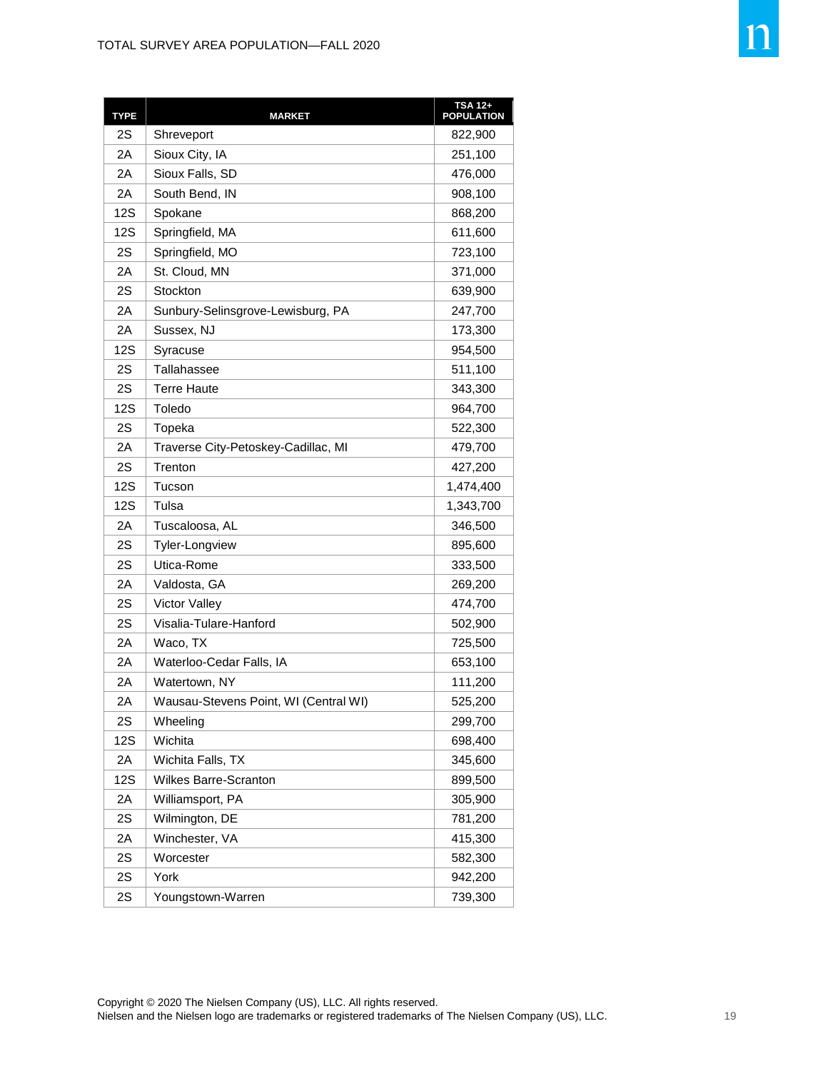| TYPE | MARKET | TSA 12+ POPULATION |
| --- | --- | --- |
| 2S | Shreveport | 822,900 |
| 2A | Sioux City, IA | 251,100 |
| 2A | Sioux Falls, SD | 476,000 |
| 2A | South Bend, IN | 908,100 |
| 12S | Spokane | 868,200 |
| 12S | Springfield, MA | 611,600 |
| 2S | Springfield, MO | 723,100 |
| 2A | St. Cloud, MN | 371,000 |
| 2S | Stockton | 639,900 |
| 2A | Sunbury-Selinsgrove-Lewisburg, PA | 247,700 |
| 2A | Sussex, NJ | 173,300 |
| 12S | Syracuse | 954,500 |
| 2S | Tallahassee | 511,100 |
| 2S | Terre Haute | 343,300 |
| 12S | Toledo | 964,700 |
| 2S | Topeka | 522,300 |
| 2A | Traverse City-Petoskey-Cadillac, MI | 479,700 |
| 2S | Trenton | 427,200 |
| 12S | Tucson | 1,474,400 |
| 12S | Tulsa | 1,343,700 |
| 2A | Tuscaloosa, AL | 346,500 |
| 2S | Tyler-Longview | 895,600 |
| 2S | Utica-Rome | 333,500 |
| 2A | Valdosta, GA | 269,200 |
| 2S | Victor Valley | 474,700 |
| 2S | Visalia-Tulare-Hanford | 502,900 |
| 2A | Waco, TX | 725,500 |
| 2A | Waterloo-Cedar Falls, IA | 653,100 |
| 2A | Watertown, NY | 111,200 |
| 2A | Wausau-Stevens Point, WI (Central WI) | 525,200 |
| 2S | Wheeling | 299,700 |
| 12S | Wichita | 698,400 |
| 2A | Wichita Falls, TX | 345,600 |
| 12S | Wilkes Barre-Scranton | 899,500 |
| 2A | Williamsport, PA | 305,900 |
| 2S | Wilmington, DE | 781,200 |
| 2A | Winchester, VA | 415,300 |
| 2S | Worcester | 582,300 |
| 2S | York | 942,200 |
| 2S | Youngstown-Warren | 739,300 |

Copyright © 2020 The Nielsen Company (US), LLC. All rights reserved.
Nielsen and the Nielsen logo are trademarks or registered trademarks of The Nielsen Company (US), LLC.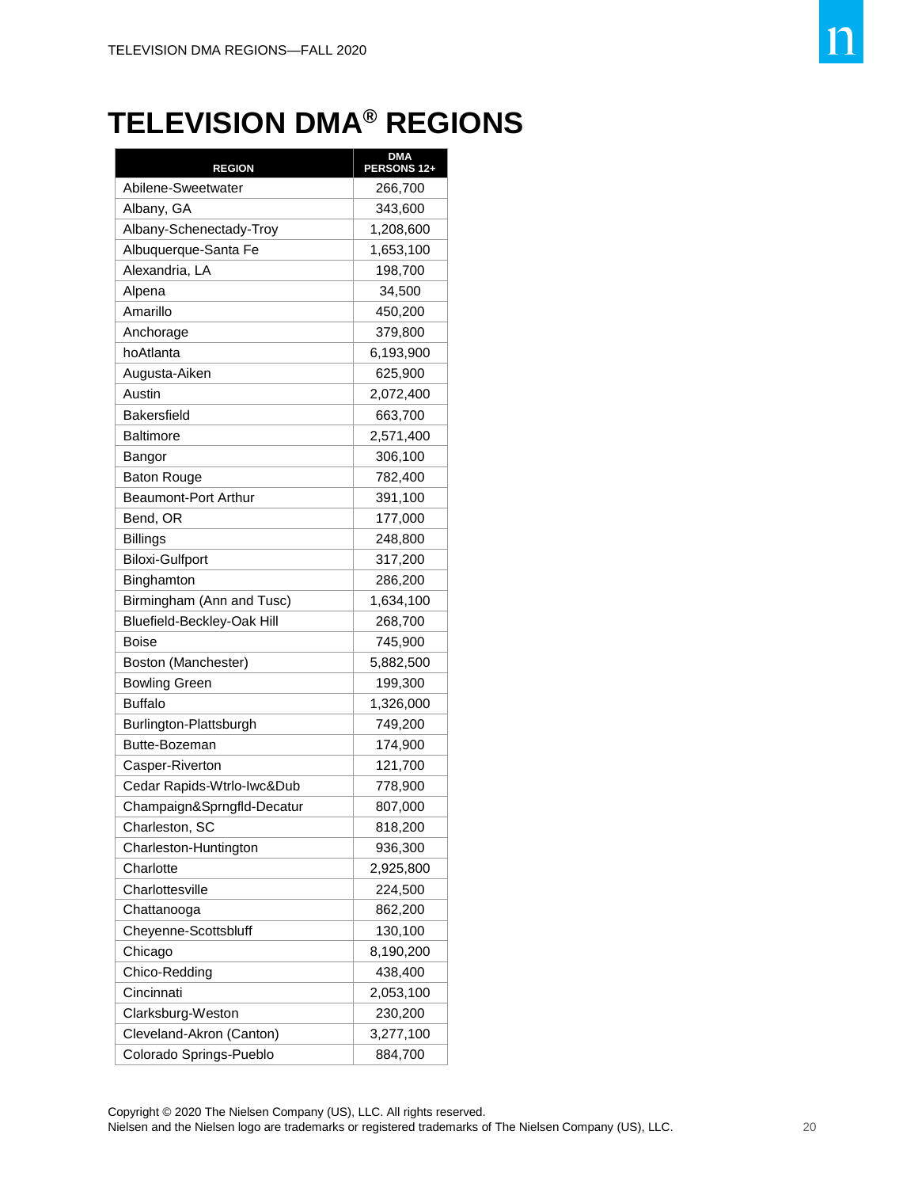# TELEVISION DMA® REGIONS

| REGION | DMA PERSONS 12+ |
|---|---|
| Abilene-Sweetwater | 266,700 |
| Albany, GA | 343,600 |
| Albany-Schenectady-Troy | 1,208,600 |
| Albuquerque-Santa Fe | 1,653,100 |
| Alexandria, LA | 198,700 |
| Alpena | 34,500 |
| Amarillo | 450,200 |
| Anchorage | 379,800 |
| hoAtlanta | 6,193,900 |
| Augusta-Aiken | 625,900 |
| Austin | 2,072,400 |
| Bakersfield | 663,700 |
| Baltimore | 2,571,400 |
| Bangor | 306,100 |
| Baton Rouge | 782,400 |
| Beaumont-Port Arthur | 391,100 |
| Bend, OR | 177,000 |
| Billings | 248,800 |
| Biloxi-Gulfport | 317,200 |
| Binghamton | 286,200 |
| Birmingham (Ann and Tusc) | 1,634,100 |
| Bluefield-Beckley-Oak Hill | 268,700 |
| Boise | 745,900 |
| Boston (Manchester) | 5,882,500 |
| Bowling Green | 199,300 |
| Buffalo | 1,326,000 |
| Burlington-Plattsburgh | 749,200 |
| Butte-Bozeman | 174,900 |
| Casper-Riverton | 121,700 |
| Cedar Rapids-Wtrlo-Iwc&Dub | 778,900 |
| Champaign&Sprngfld-Decatur | 807,000 |
| Charleston, SC | 818,200 |
| Charleston-Huntington | 936,300 |
| Charlotte | 2,925,800 |
| Charlottesville | 224,500 |
| Chattanooga | 862,200 |
| Cheyenne-Scottsbluff | 130,100 |
| Chicago | 8,190,200 |
| Chico-Redding | 438,400 |
| Cincinnati | 2,053,100 |
| Clarksburg-Weston | 230,200 |
| Cleveland-Akron (Canton) | 3,277,100 |
| Colorado Springs-Pueblo | 884,700 |

Copyright © 2020 The Nielsen Company (US), LLC. All rights reserved.
Nielsen and the Nielsen logo are trademarks or registered trademarks of The Nielsen Company (US), LLC.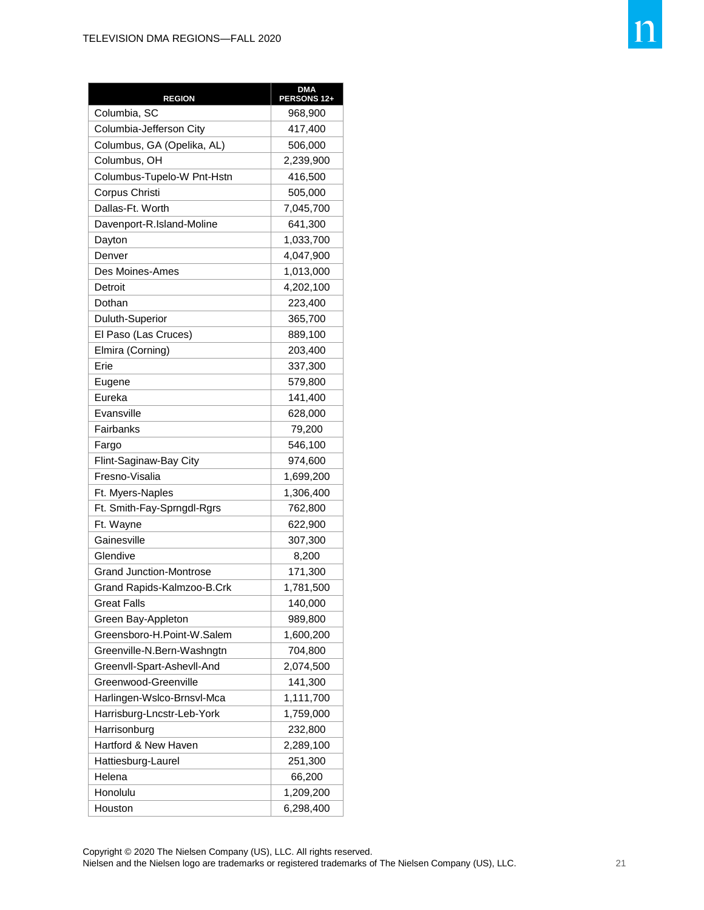| REGION | DMA PERSONS 12+ |
|---|---|
| Columbia, SC | 968,900 |
| Columbia-Jefferson City | 417,400 |
| Columbus, GA (Opelika, AL) | 506,000 |
| Columbus, OH | 2,239,900 |
| Columbus-Tupelo-W Pnt-Hstn | 416,500 |
| Corpus Christi | 505,000 |
| Dallas-Ft. Worth | 7,045,700 |
| Davenport-R.Island-Moline | 641,300 |
| Dayton | 1,033,700 |
| Denver | 4,047,900 |
| Des Moines-Ames | 1,013,000 |
| Detroit | 4,202,100 |
| Dothan | 223,400 |
| Duluth-Superior | 365,700 |
| El Paso (Las Cruces) | 889,100 |
| Elmira (Corning) | 203,400 |
| Erie | 337,300 |
| Eugene | 579,800 |
| Eureka | 141,400 |
| Evansville | 628,000 |
| Fairbanks | 79,200 |
| Fargo | 546,100 |
| Flint-Saginaw-Bay City | 974,600 |
| Fresno-Visalia | 1,699,200 |
| Ft. Myers-Naples | 1,306,400 |
| Ft. Smith-Fay-Sprngdl-Rgrs | 762,800 |
| Ft. Wayne | 622,900 |
| Gainesville | 307,300 |
| Glendive | 8,200 |
| Grand Junction-Montrose | 171,300 |
| Grand Rapids-Kalmzoo-B.Crk | 1,781,500 |
| Great Falls | 140,000 |
| Green Bay-Appleton | 989,800 |
| Greensboro-H.Point-W.Salem | 1,600,200 |
| Greenville-N.Bern-Washngtn | 704,800 |
| Greenvll-Spart-Ashevll-And | 2,074,500 |
| Greenwood-Greenville | 141,300 |
| Harlingen-Wslco-Brnsvl-Mca | 1,111,700 |
| Harrisburg-Lncstr-Leb-York | 1,759,000 |
| Harrisonburg | 232,800 |
| Hartford & New Haven | 2,289,100 |
| Hattiesburg-Laurel | 251,300 |
| Helena | 66,200 |
| Honolulu | 1,209,200 |
| Houston | 6,298,400 |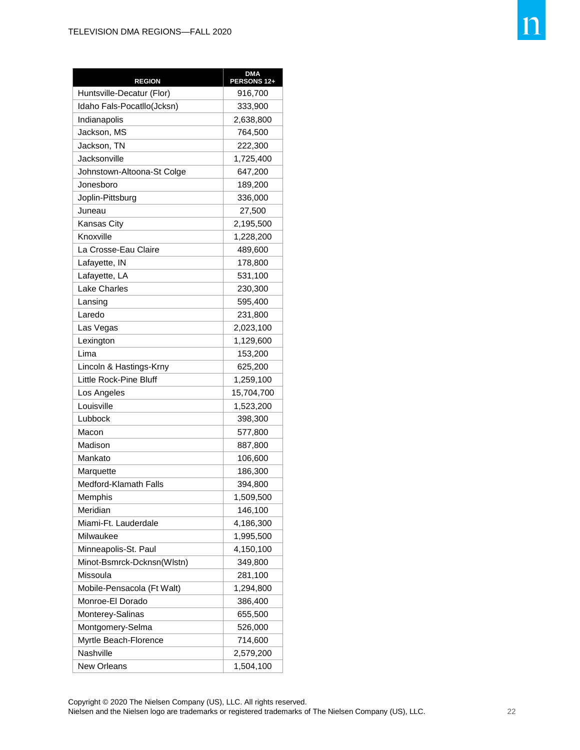| REGION | DMA PERSONS 12+ |
|---|---|
| Huntsville-Decatur (Flor) | 916,700 |
| Idaho Fals-Pocatllo(Jcksn) | 333,900 |
| Indianapolis | 2,638,800 |
| Jackson, MS | 764,500 |
| Jackson, TN | 222,300 |
| Jacksonville | 1,725,400 |
| Johnstown-Altoona-St Colge | 647,200 |
| Jonesboro | 189,200 |
| Joplin-Pittsburg | 336,000 |
| Juneau | 27,500 |
| Kansas City | 2,195,500 |
| Knoxville | 1,228,200 |
| La Crosse-Eau Claire | 489,600 |
| Lafayette, IN | 178,800 |
| Lafayette, LA | 531,100 |
| Lake Charles | 230,300 |
| Lansing | 595,400 |
| Laredo | 231,800 |
| Las Vegas | 2,023,100 |
| Lexington | 1,129,600 |
| Lima | 153,200 |
| Lincoln & Hastings-Krny | 625,200 |
| Little Rock-Pine Bluff | 1,259,100 |
| Los Angeles | 15,704,700 |
| Louisville | 1,523,200 |
| Lubbock | 398,300 |
| Macon | 577,800 |
| Madison | 887,800 |
| Mankato | 106,600 |
| Marquette | 186,300 |
| Medford-Klamath Falls | 394,800 |
| Memphis | 1,509,500 |
| Meridian | 146,100 |
| Miami-Ft. Lauderdale | 4,186,300 |
| Milwaukee | 1,995,500 |
| Minneapolis-St. Paul | 4,150,100 |
| Minot-Bsmrck-Dcknsn(Wlstn) | 349,800 |
| Missoula | 281,100 |
| Mobile-Pensacola (Ft Walt) | 1,294,800 |
| Monroe-El Dorado | 386,400 |
| Monterey-Salinas | 655,500 |
| Montgomery-Selma | 526,000 |
| Myrtle Beach-Florence | 714,600 |
| Nashville | 2,579,200 |
| New Orleans | 1,504,100 |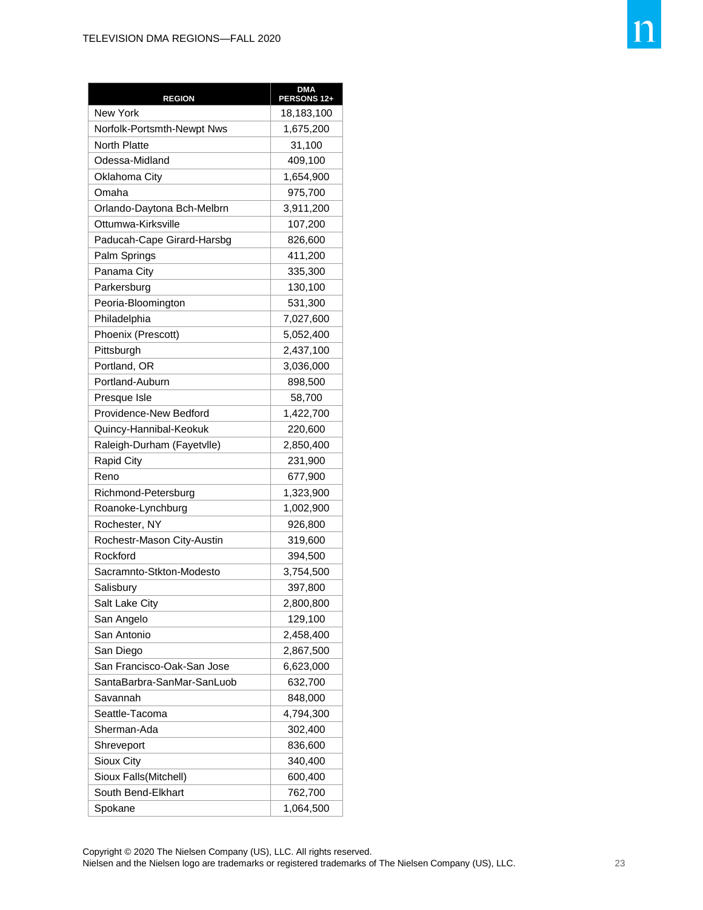| REGION | DMA PERSONS 12+ |
|---|---|
| New York | 18,183,100 |
| Norfolk-Portsmth-Newpt Nws | 1,675,200 |
| North Platte | 31,100 |
| Odessa-Midland | 409,100 |
| Oklahoma City | 1,654,900 |
| Omaha | 975,700 |
| Orlando-Daytona Bch-Melbrn | 3,911,200 |
| Ottumwa-Kirksville | 107,200 |
| Paducah-Cape Girard-Harsbg | 826,600 |
| Palm Springs | 411,200 |
| Panama City | 335,300 |
| Parkersburg | 130,100 |
| Peoria-Bloomington | 531,300 |
| Philadelphia | 7,027,600 |
| Phoenix (Prescott) | 5,052,400 |
| Pittsburgh | 2,437,100 |
| Portland, OR | 3,036,000 |
| Portland-Auburn | 898,500 |
| Presque Isle | 58,700 |
| Providence-New Bedford | 1,422,700 |
| Quincy-Hannibal-Keokuk | 220,600 |
| Raleigh-Durham (Fayetvlle) | 2,850,400 |
| Rapid City | 231,900 |
| Reno | 677,900 |
| Richmond-Petersburg | 1,323,900 |
| Roanoke-Lynchburg | 1,002,900 |
| Rochester, NY | 926,800 |
| Rochestr-Mason City-Austin | 319,600 |
| Rockford | 394,500 |
| Sacramnto-Stkton-Modesto | 3,754,500 |
| Salisbury | 397,800 |
| Salt Lake City | 2,800,800 |
| San Angelo | 129,100 |
| San Antonio | 2,458,400 |
| San Diego | 2,867,500 |
| San Francisco-Oak-San Jose | 6,623,000 |
| SantaBarbra-SanMar-SanLuob | 632,700 |
| Savannah | 848,000 |
| Seattle-Tacoma | 4,794,300 |
| Sherman-Ada | 302,400 |
| Shreveport | 836,600 |
| Sioux City | 340,400 |
| Sioux Falls(Mitchell) | 600,400 |
| South Bend-Elkhart | 762,700 |
| Spokane | 1,064,500 |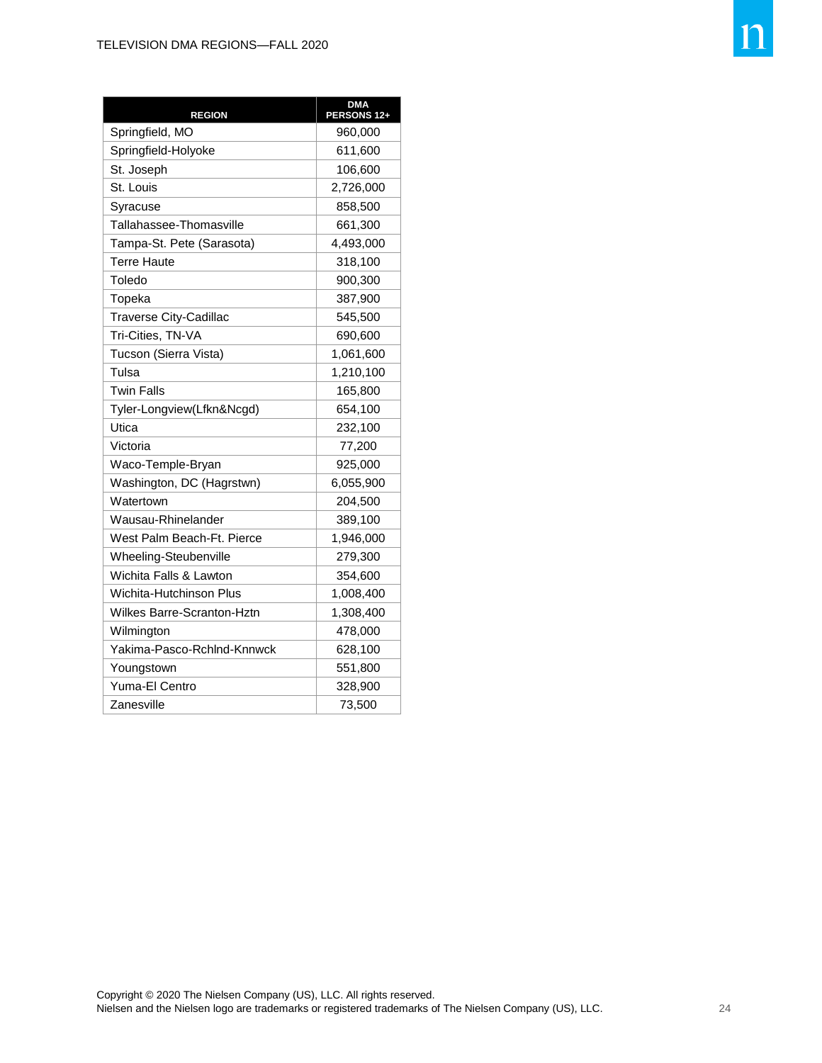| REGION | DMA PERSONS 12+ |
|---|---|
| Springfield, MO | 960,000 |
| Springfield-Holyoke | 611,600 |
| St. Joseph | 106,600 |
| St. Louis | 2,726,000 |
| Syracuse | 858,500 |
| Tallahassee-Thomasville | 661,300 |
| Tampa-St. Pete (Sarasota) | 4,493,000 |
| Terre Haute | 318,100 |
| Toledo | 900,300 |
| Topeka | 387,900 |
| Traverse City-Cadillac | 545,500 |
| Tri-Cities, TN-VA | 690,600 |
| Tucson (Sierra Vista) | 1,061,600 |
| Tulsa | 1,210,100 |
| Twin Falls | 165,800 |
| Tyler-Longview(Lfkn&Ncgd) | 654,100 |
| Utica | 232,100 |
| Victoria | 77,200 |
| Waco-Temple-Bryan | 925,000 |
| Washington, DC (Hagrstwn) | 6,055,900 |
| Watertown | 204,500 |
| Wausau-Rhinelander | 389,100 |
| West Palm Beach-Ft. Pierce | 1,946,000 |
| Wheeling-Steubenville | 279,300 |
| Wichita Falls & Lawton | 354,600 |
| Wichita-Hutchinson Plus | 1,008,400 |
| Wilkes Barre-Scranton-Hztn | 1,308,400 |
| Wilmington | 478,000 |
| Yakima-Pasco-Rchlnd-Knnwck | 628,100 |
| Youngstown | 551,800 |
| Yuma-El Centro | 328,900 |
| Zanesville | 73,500 |